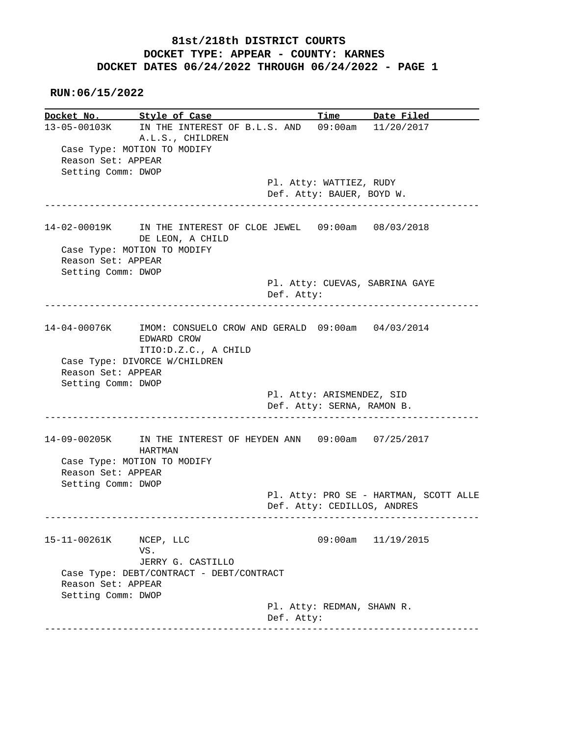# 81st/218th DISTRICT COURTS
## DOCKET TYPE: APPEAR - COUNTY: KARNES
## DOCKET DATES 06/24/2022 THROUGH 06/24/2022 - PAGE 1

**RUN:06/15/2022**

| Docket No. | Style of Case | Time | Date Filed |
|---|---|---|---|
| 13-05-00103K | IN THE INTEREST OF B.L.S. AND A.L.S., CHILDREN | 09:00am | 11/20/2017 |

Case Type: MOTION TO MODIFY
Reason Set: APPEAR
Setting Comm: DWOP
Pl. Atty: WATTIEZ, RUDY
Def. Atty: BAUER, BOYD W.

---

| Docket No. | Style of Case | Time | Date Filed |
|---|---|---|---|
| 14-02-00019K | IN THE INTEREST OF CLOE JEWEL DE LEON, A CHILD | 09:00am | 08/03/2018 |

Case Type: MOTION TO MODIFY
Reason Set: APPEAR
Setting Comm: DWOP
Pl. Atty: CUEVAS, SABRINA GAYE
Def. Atty:

---

| Docket No. | Style of Case | Time | Date Filed |
|---|---|---|---|
| 14-04-00076K | IMOM: CONSUELO CROW AND GERALD EDWARD CROW ITIO:D.Z.C., A CHILD | 09:00am | 04/03/2014 |

Case Type: DIVORCE W/CHILDREN
Reason Set: APPEAR
Setting Comm: DWOP
Pl. Atty: ARISMENDEZ, SID
Def. Atty: SERNA, RAMON B.

---

| Docket No. | Style of Case | Time | Date Filed |
|---|---|---|---|
| 14-09-00205K | IN THE INTEREST OF HEYDEN ANN HARTMAN | 09:00am | 07/25/2017 |

Case Type: MOTION TO MODIFY
Reason Set: APPEAR
Setting Comm: DWOP
Pl. Atty: PRO SE - HARTMAN, SCOTT ALLE
Def. Atty: CEDILLOS, ANDRES

---

| Docket No. | Style of Case | Time | Date Filed |
|---|---|---|---|
| 15-11-00261K | NCEP, LLC VS. JERRY G. CASTILLO | 09:00am | 11/19/2015 |

Case Type: DEBT/CONTRACT - DEBT/CONTRACT
Reason Set: APPEAR
Setting Comm: DWOP
Pl. Atty: REDMAN, SHAWN R.
Def. Atty:

---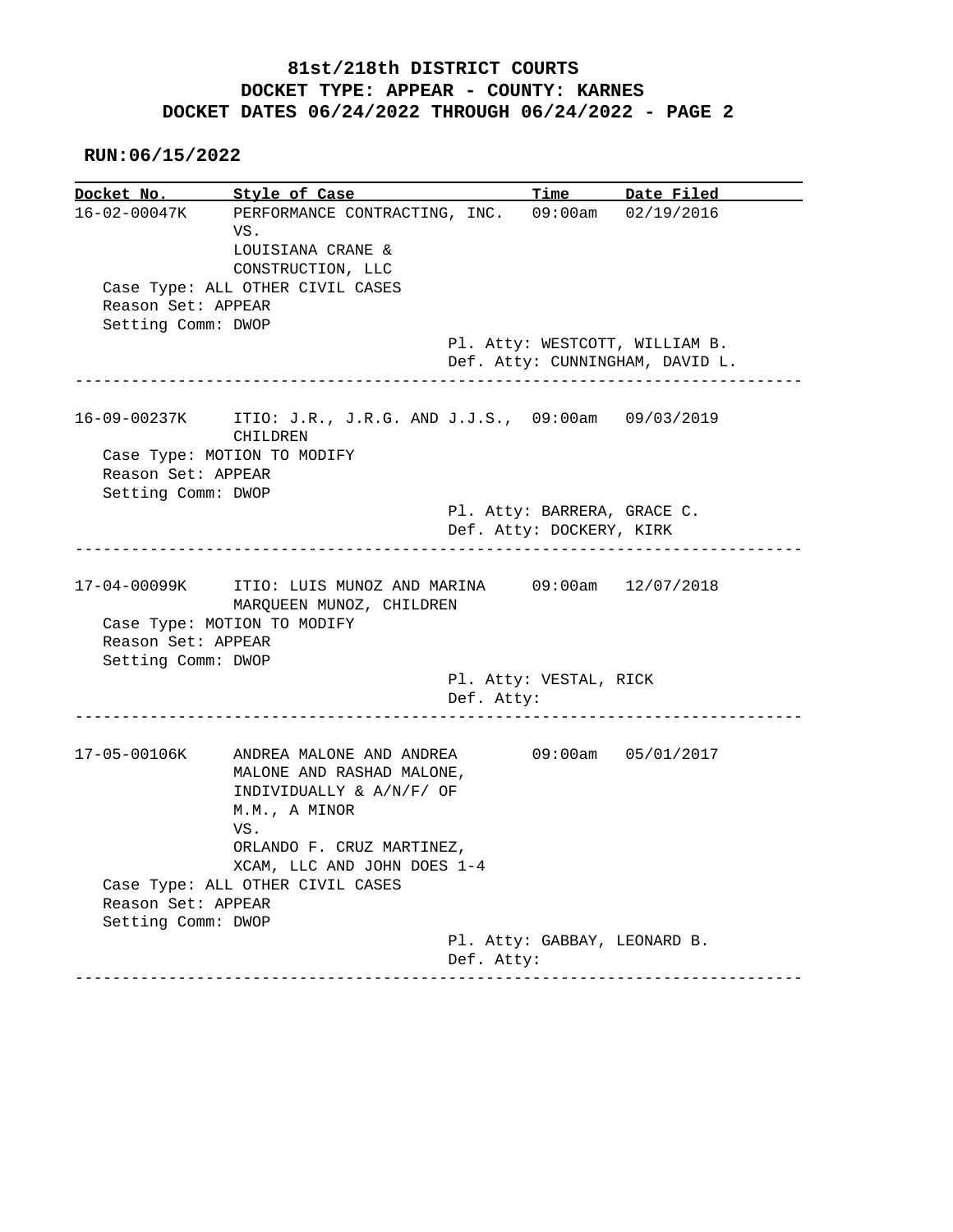**81st/218th DISTRICT COURTS**
**DOCKET TYPE: APPEAR - COUNTY: KARNES**
**DOCKET DATES 06/24/2022 THROUGH 06/24/2022 - PAGE 2**

**RUN:06/15/2022**

| Docket No. | Style of Case | Time | Date Filed |
|---|---|---|---|
| 16-02-00047K | PERFORMANCE CONTRACTING, INC. VS. LOUISIANA CRANE & CONSTRUCTION, LLC | 09:00am | 02/19/2016 |

Case Type: ALL OTHER CIVIL CASES
Reason Set: APPEAR
Setting Comm: DWOP
Pl. Atty: WESTCOTT, WILLIAM B.
Def. Atty: CUNNINGHAM, DAVID L.

---

| Docket No. | Style of Case | Time | Date Filed |
|---|---|---|---|
| 16-09-00237K | ITIO: J.R., J.R.G. AND J.J.S., CHILDREN | 09:00am | 09/03/2019 |

Case Type: MOTION TO MODIFY
Reason Set: APPEAR
Setting Comm: DWOP
Pl. Atty: BARRERA, GRACE C.
Def. Atty: DOCKERY, KIRK

---

| Docket No. | Style of Case | Time | Date Filed |
|---|---|---|---|
| 17-04-00099K | ITIO: LUIS MUNOZ AND MARINA MARQUEEN MUNOZ, CHILDREN | 09:00am | 12/07/2018 |

Case Type: MOTION TO MODIFY
Reason Set: APPEAR
Setting Comm: DWOP
Pl. Atty: VESTAL, RICK
Def. Atty:

---

| Docket No. | Style of Case | Time | Date Filed |
|---|---|---|---|
| 17-05-00106K | ANDREA MALONE AND ANDREA MALONE AND RASHAD MALONE, INDIVIDUALLY & A/N/F/ OF M.M., A MINOR VS. ORLANDO F. CRUZ MARTINEZ, XCAM, LLC AND JOHN DOES 1-4 | 09:00am | 05/01/2017 |

Case Type: ALL OTHER CIVIL CASES
Reason Set: APPEAR
Setting Comm: DWOP
Pl. Atty: GABBAY, LEONARD B.
Def. Atty:

---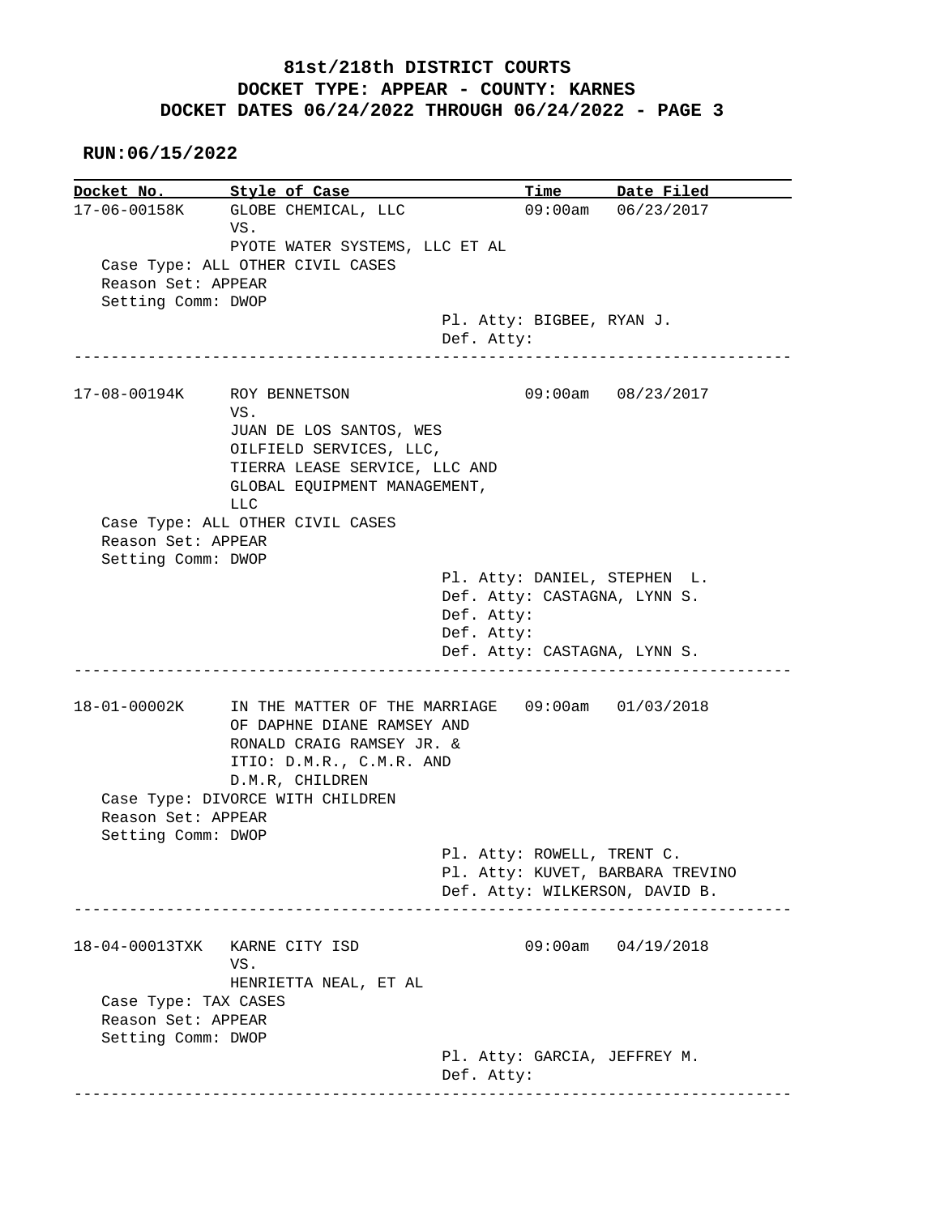# 81st/218th DISTRICT COURTS
## DOCKET TYPE: APPEAR - COUNTY: KARNES
## DOCKET DATES 06/24/2022 THROUGH 06/24/2022 - PAGE 3

**RUN:06/15/2022**

```
Docket No.       Style of Case                       Time       Date Filed
17-06-00158K     GLOBE CHEMICAL, LLC                 09:00am    06/23/2017
                 VS.
                 PYOTE WATER SYSTEMS, LLC ET AL
   Case Type: ALL OTHER CIVIL CASES
   Reason Set: APPEAR
   Setting Comm: DWOP
                                       Pl. Atty: BIGBEE, RYAN J.
                                       Def. Atty:
------------------------------------------------------------------------------

17-08-00194K     ROY BENNETSON                       09:00am    08/23/2017
                 VS.
                 JUAN DE LOS SANTOS, WES
                 OILFIELD SERVICES, LLC,
                 TIERRA LEASE SERVICE, LLC AND
                 GLOBAL EQUIPMENT MANAGEMENT,
                 LLC
   Case Type: ALL OTHER CIVIL CASES
   Reason Set: APPEAR
   Setting Comm: DWOP
                                       Pl. Atty: DANIEL, STEPHEN  L.
                                       Def. Atty: CASTAGNA, LYNN S.
                                       Def. Atty:
                                       Def. Atty:
                                       Def. Atty: CASTAGNA, LYNN S.
------------------------------------------------------------------------------

18-01-00002K     IN THE MATTER OF THE MARRIAGE       09:00am    01/03/2018
                 OF DAPHNE DIANE RAMSEY AND
                 RONALD CRAIG RAMSEY JR. &
                 ITIO: D.M.R., C.M.R. AND
                 D.M.R, CHILDREN
   Case Type: DIVORCE WITH CHILDREN
   Reason Set: APPEAR
   Setting Comm: DWOP
                                       Pl. Atty: ROWELL, TRENT C.
                                       Pl. Atty: KUVET, BARBARA TREVINO
                                       Def. Atty: WILKERSON, DAVID B.
------------------------------------------------------------------------------

18-04-00013TXK   KARNE CITY ISD                      09:00am    04/19/2018
                 VS.
                 HENRIETTA NEAL, ET AL
   Case Type: TAX CASES
   Reason Set: APPEAR
   Setting Comm: DWOP
                                       Pl. Atty: GARCIA, JEFFREY M.
                                       Def. Atty:
------------------------------------------------------------------------------
```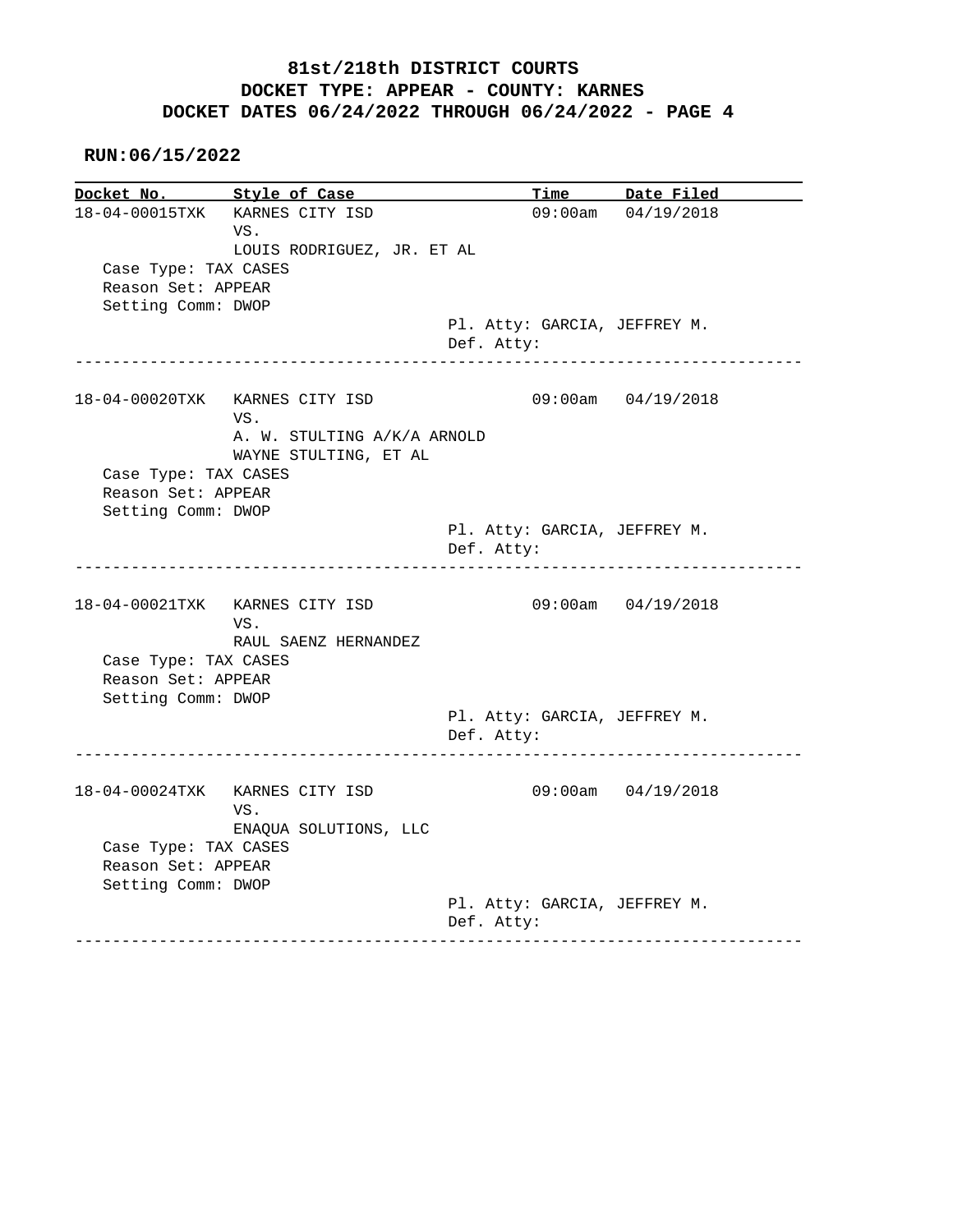# 81st/218th DISTRICT COURTS
## DOCKET TYPE: APPEAR - COUNTY: KARNES
## DOCKET DATES 06/24/2022 THROUGH 06/24/2022 - PAGE 4

**RUN:06/15/2022**

| Docket No. | Style of Case | Time | Date Filed |
|---|---|---|---|
| 18-04-00015TXK | KARNES CITY ISD VS. LOUIS RODRIGUEZ, JR. ET AL | 09:00am | 04/19/2018 |

Case Type: TAX CASES
Reason Set: APPEAR
Setting Comm: DWOP
Pl. Atty: GARCIA, JEFFREY M.
Def. Atty:

---

| Docket No. | Style of Case | Time | Date Filed |
|---|---|---|---|
| 18-04-00020TXK | KARNES CITY ISD VS. A. W. STULTING A/K/A ARNOLD WAYNE STULTING, ET AL | 09:00am | 04/19/2018 |

Case Type: TAX CASES
Reason Set: APPEAR
Setting Comm: DWOP
Pl. Atty: GARCIA, JEFFREY M.
Def. Atty:

---

| Docket No. | Style of Case | Time | Date Filed |
|---|---|---|---|
| 18-04-00021TXK | KARNES CITY ISD VS. RAUL SAENZ HERNANDEZ | 09:00am | 04/19/2018 |

Case Type: TAX CASES
Reason Set: APPEAR
Setting Comm: DWOP
Pl. Atty: GARCIA, JEFFREY M.
Def. Atty:

---

| Docket No. | Style of Case | Time | Date Filed |
|---|---|---|---|
| 18-04-00024TXK | KARNES CITY ISD VS. ENAQUA SOLUTIONS, LLC | 09:00am | 04/19/2018 |

Case Type: TAX CASES
Reason Set: APPEAR
Setting Comm: DWOP
Pl. Atty: GARCIA, JEFFREY M.
Def. Atty:

---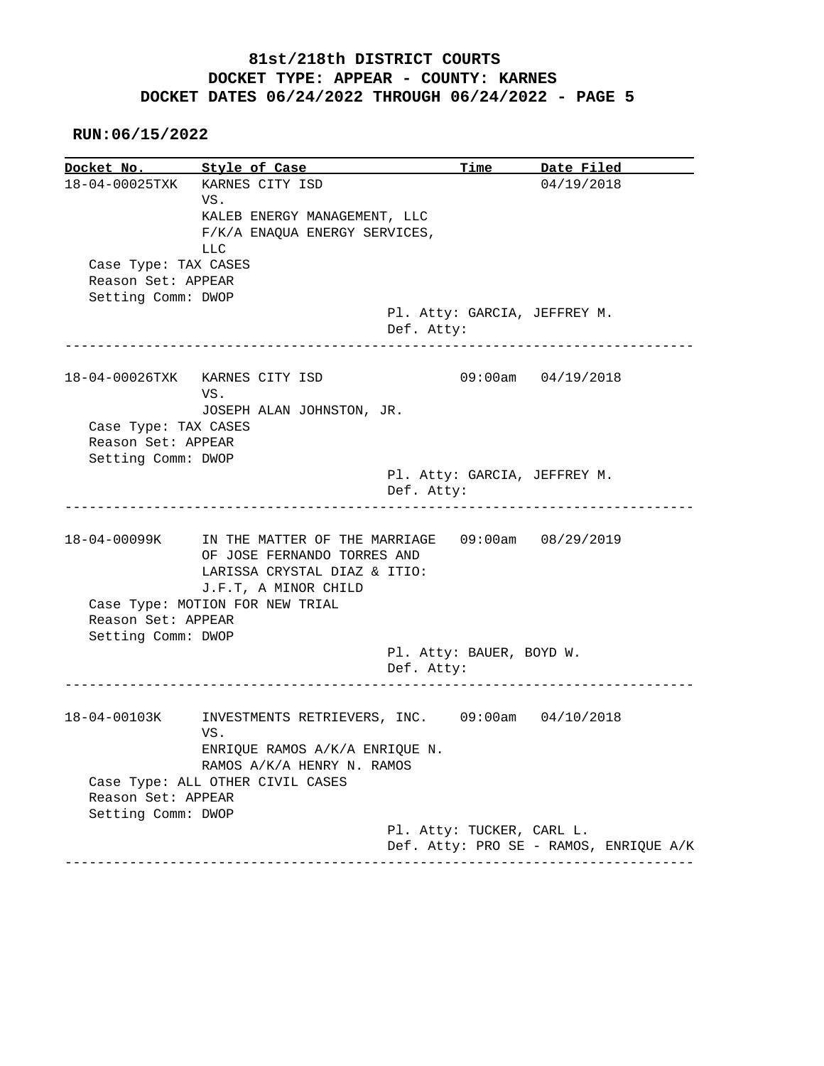# 81st/218th DISTRICT COURTS
## DOCKET TYPE: APPEAR - COUNTY: KARNES
## DOCKET DATES 06/24/2022 THROUGH 06/24/2022 - PAGE 5

**RUN:06/15/2022**

| Docket No. | Style of Case | Time | Date Filed |
|---|---|---|---|
| 18-04-00025TXK | KARNES CITY ISD VS. KALEB ENERGY MANAGEMENT, LLC F/K/A ENAQUA ENERGY SERVICES, LLC | | 04/19/2018 |

Case Type: TAX CASES
Reason Set: APPEAR
Setting Comm: DWOP
Pl. Atty: GARCIA, JEFFREY M.
Def. Atty:

---

| Docket No. | Style of Case | Time | Date Filed |
|---|---|---|---|
| 18-04-00026TXK | KARNES CITY ISD VS. JOSEPH ALAN JOHNSTON, JR. | 09:00am | 04/19/2018 |

Case Type: TAX CASES
Reason Set: APPEAR
Setting Comm: DWOP
Pl. Atty: GARCIA, JEFFREY M.
Def. Atty:

---

| Docket No. | Style of Case | Time | Date Filed |
|---|---|---|---|
| 18-04-00099K | IN THE MATTER OF THE MARRIAGE OF JOSE FERNANDO TORRES AND LARISSA CRYSTAL DIAZ & ITIO: J.F.T, A MINOR CHILD | 09:00am | 08/29/2019 |

Case Type: MOTION FOR NEW TRIAL
Reason Set: APPEAR
Setting Comm: DWOP
Pl. Atty: BAUER, BOYD W.
Def. Atty:

---

| Docket No. | Style of Case | Time | Date Filed |
|---|---|---|---|
| 18-04-00103K | INVESTMENTS RETRIEVERS, INC. VS. ENRIQUE RAMOS A/K/A ENRIQUE N. RAMOS A/K/A HENRY N. RAMOS | 09:00am | 04/10/2018 |

Case Type: ALL OTHER CIVIL CASES
Reason Set: APPEAR
Setting Comm: DWOP
Pl. Atty: TUCKER, CARL L.
Def. Atty: PRO SE - RAMOS, ENRIQUE A/K

---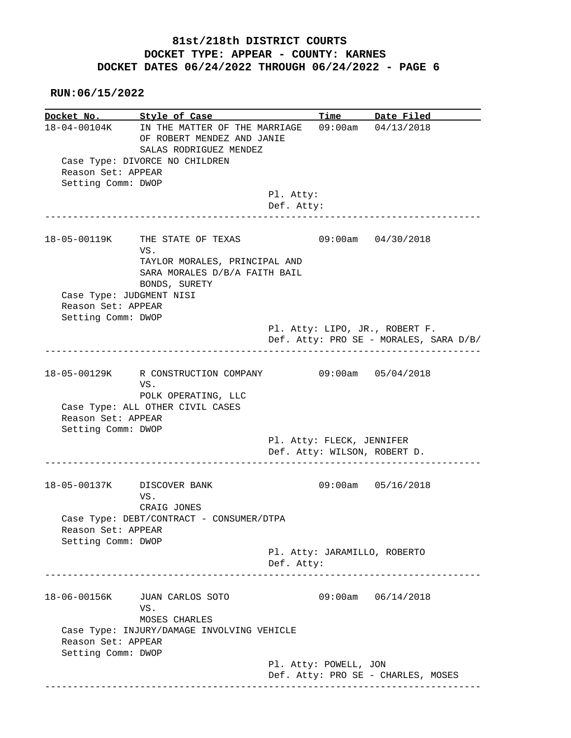# 81st/218th DISTRICT COURTS
## DOCKET TYPE: APPEAR - COUNTY: KARNES
## DOCKET DATES 06/24/2022 THROUGH 06/24/2022 - PAGE 6

**RUN:06/15/2022**

| Docket No. | Style of Case | Time | Date Filed |
|---|---|---|---|
| 18-04-00104K | IN THE MATTER OF THE MARRIAGE OF ROBERT MENDEZ AND JANIE SALAS RODRIGUEZ MENDEZ | 09:00am | 04/13/2018 |

Case Type: DIVORCE NO CHILDREN
Reason Set: APPEAR
Setting Comm: DWOP
Pl. Atty:
Def. Atty:

---

| Docket No. | Style of Case | Time | Date Filed |
|---|---|---|---|
| 18-05-00119K | THE STATE OF TEXAS VS. TAYLOR MORALES, PRINCIPAL AND SARA MORALES D/B/A FAITH BAIL BONDS, SURETY | 09:00am | 04/30/2018 |

Case Type: JUDGMENT NISI
Reason Set: APPEAR
Setting Comm: DWOP
Pl. Atty: LIPO, JR., ROBERT F.
Def. Atty: PRO SE - MORALES, SARA D/B/

---

| Docket No. | Style of Case | Time | Date Filed |
|---|---|---|---|
| 18-05-00129K | R CONSTRUCTION COMPANY VS. POLK OPERATING, LLC | 09:00am | 05/04/2018 |

Case Type: ALL OTHER CIVIL CASES
Reason Set: APPEAR
Setting Comm: DWOP
Pl. Atty: FLECK, JENNIFER
Def. Atty: WILSON, ROBERT D.

---

| Docket No. | Style of Case | Time | Date Filed |
|---|---|---|---|
| 18-05-00137K | DISCOVER BANK VS. CRAIG JONES | 09:00am | 05/16/2018 |

Case Type: DEBT/CONTRACT - CONSUMER/DTPA
Reason Set: APPEAR
Setting Comm: DWOP
Pl. Atty: JARAMILLO, ROBERTO
Def. Atty:

---

| Docket No. | Style of Case | Time | Date Filed |
|---|---|---|---|
| 18-06-00156K | JUAN CARLOS SOTO VS. MOSES CHARLES | 09:00am | 06/14/2018 |

Case Type: INJURY/DAMAGE INVOLVING VEHICLE
Reason Set: APPEAR
Setting Comm: DWOP
Pl. Atty: POWELL, JON
Def. Atty: PRO SE - CHARLES, MOSES

---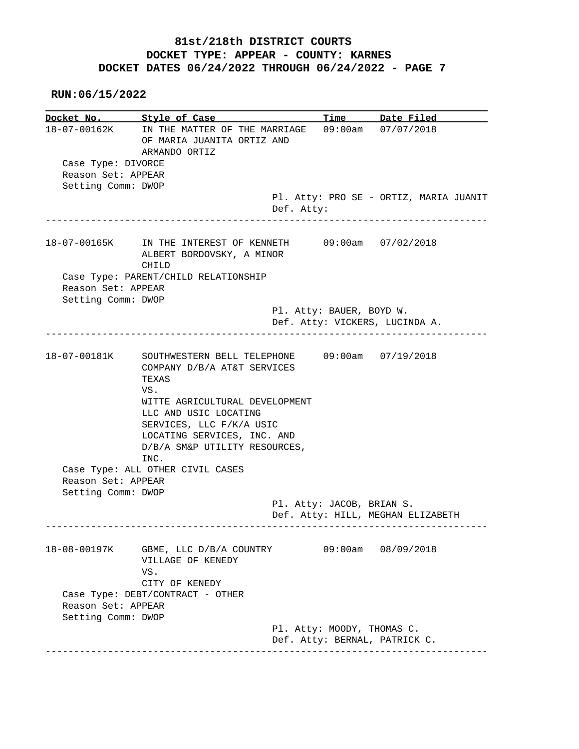# 81st/218th DISTRICT COURTS
## DOCKET TYPE: APPEAR - COUNTY: KARNES
## DOCKET DATES 06/24/2022 THROUGH 06/24/2022 - PAGE 7

**RUN:06/15/2022**

| Docket No. | Style of Case | Time | Date Filed |
|---|---|---|---|
| 18-07-00162K | IN THE MATTER OF THE MARRIAGE OF MARIA JUANITA ORTIZ AND ARMANDO ORTIZ | 09:00am | 07/07/2018 |

Case Type: DIVORCE
Reason Set: APPEAR
Setting Comm: DWOP

Pl. Atty: PRO SE - ORTIZ, MARIA JUANIT
Def. Atty:

---

| Docket No. | Style of Case | Time | Date Filed |
|---|---|---|---|
| 18-07-00165K | IN THE INTEREST OF KENNETH ALBERT BORDOVSKY, A MINOR CHILD | 09:00am | 07/02/2018 |

Case Type: PARENT/CHILD RELATIONSHIP
Reason Set: APPEAR
Setting Comm: DWOP

Pl. Atty: BAUER, BOYD W.
Def. Atty: VICKERS, LUCINDA A.

---

| Docket No. | Style of Case | Time | Date Filed |
|---|---|---|---|
| 18-07-00181K | SOUTHWESTERN BELL TELEPHONE COMPANY D/B/A AT&T SERVICES TEXAS VS. WITTE AGRICULTURAL DEVELOPMENT LLC AND USIC LOCATING SERVICES, LLC F/K/A USIC LOCATING SERVICES, INC. AND D/B/A SM&P UTILITY RESOURCES, INC. | 09:00am | 07/19/2018 |

Case Type: ALL OTHER CIVIL CASES
Reason Set: APPEAR
Setting Comm: DWOP

Pl. Atty: JACOB, BRIAN S.
Def. Atty: HILL, MEGHAN ELIZABETH

---

| Docket No. | Style of Case | Time | Date Filed |
|---|---|---|---|
| 18-08-00197K | GBME, LLC D/B/A COUNTRY VILLAGE OF KENEDY VS. CITY OF KENEDY | 09:00am | 08/09/2018 |

Case Type: DEBT/CONTRACT - OTHER
Reason Set: APPEAR
Setting Comm: DWOP

Pl. Atty: MOODY, THOMAS C.
Def. Atty: BERNAL, PATRICK C.

---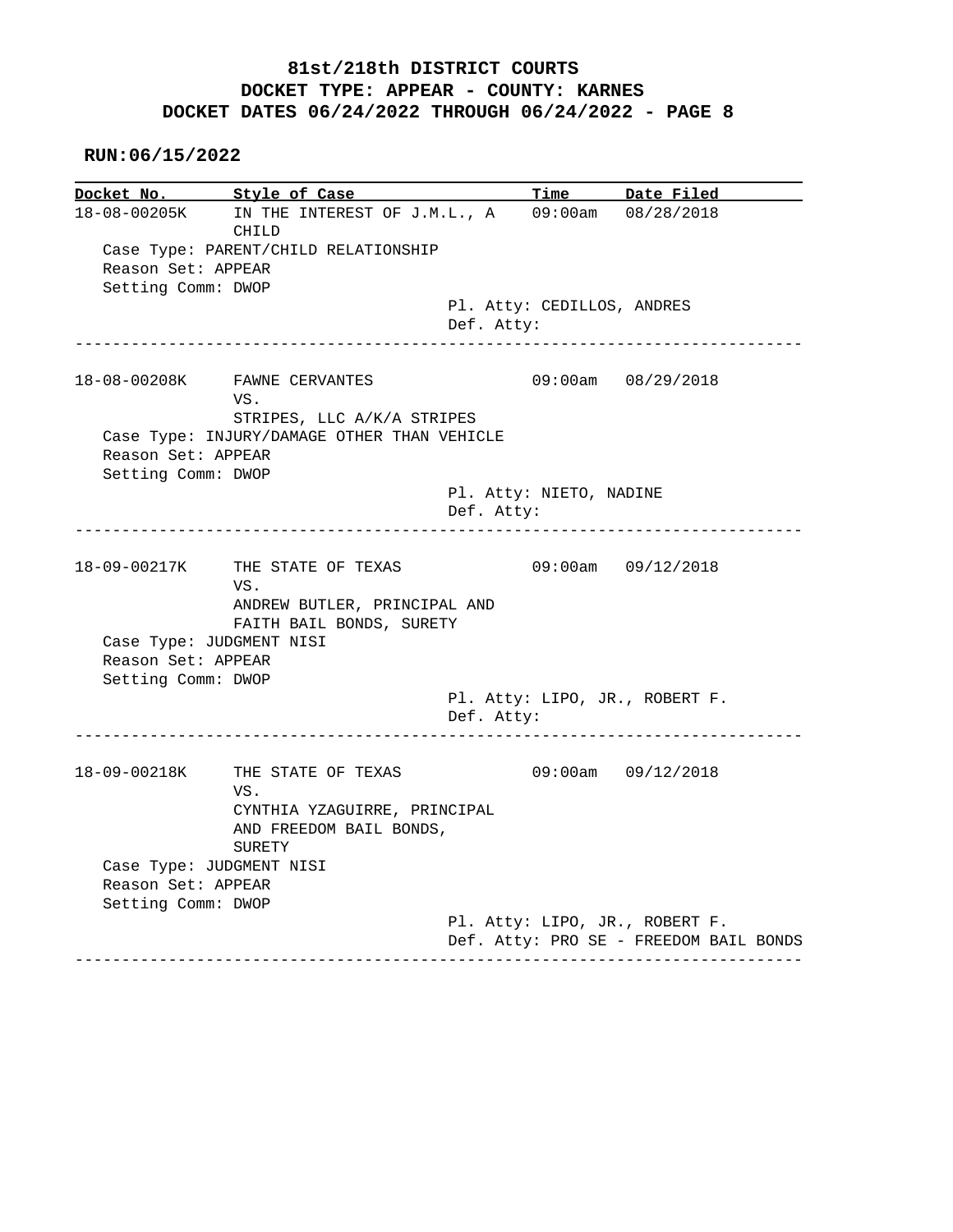# 81st/218th DISTRICT COURTS
## DOCKET TYPE: APPEAR - COUNTY: KARNES
## DOCKET DATES 06/24/2022 THROUGH 06/24/2022 - PAGE 8

**RUN:06/15/2022**

| Docket No. | Style of Case | Time | Date Filed |
|---|---|---|---|
| 18-08-00205K | IN THE INTEREST OF J.M.L., A CHILD | 09:00am | 08/28/2018 |

Case Type: PARENT/CHILD RELATIONSHIP
Reason Set: APPEAR
Setting Comm: DWOP
Pl. Atty: CEDILLOS, ANDRES
Def. Atty:

---

| Docket No. | Style of Case | Time | Date Filed |
|---|---|---|---|
| 18-08-00208K | FAWNE CERVANTES VS. STRIPES, LLC A/K/A STRIPES | 09:00am | 08/29/2018 |

Case Type: INJURY/DAMAGE OTHER THAN VEHICLE
Reason Set: APPEAR
Setting Comm: DWOP
Pl. Atty: NIETO, NADINE
Def. Atty:

---

| Docket No. | Style of Case | Time | Date Filed |
|---|---|---|---|
| 18-09-00217K | THE STATE OF TEXAS VS. ANDREW BUTLER, PRINCIPAL AND FAITH BAIL BONDS, SURETY | 09:00am | 09/12/2018 |

Case Type: JUDGMENT NISI
Reason Set: APPEAR
Setting Comm: DWOP
Pl. Atty: LIPO, JR., ROBERT F.
Def. Atty:

---

| Docket No. | Style of Case | Time | Date Filed |
|---|---|---|---|
| 18-09-00218K | THE STATE OF TEXAS VS. CYNTHIA YZAGUIRRE, PRINCIPAL AND FREEDOM BAIL BONDS, SURETY | 09:00am | 09/12/2018 |

Case Type: JUDGMENT NISI
Reason Set: APPEAR
Setting Comm: DWOP
Pl. Atty: LIPO, JR., ROBERT F.
Def. Atty: PRO SE - FREEDOM BAIL BONDS

---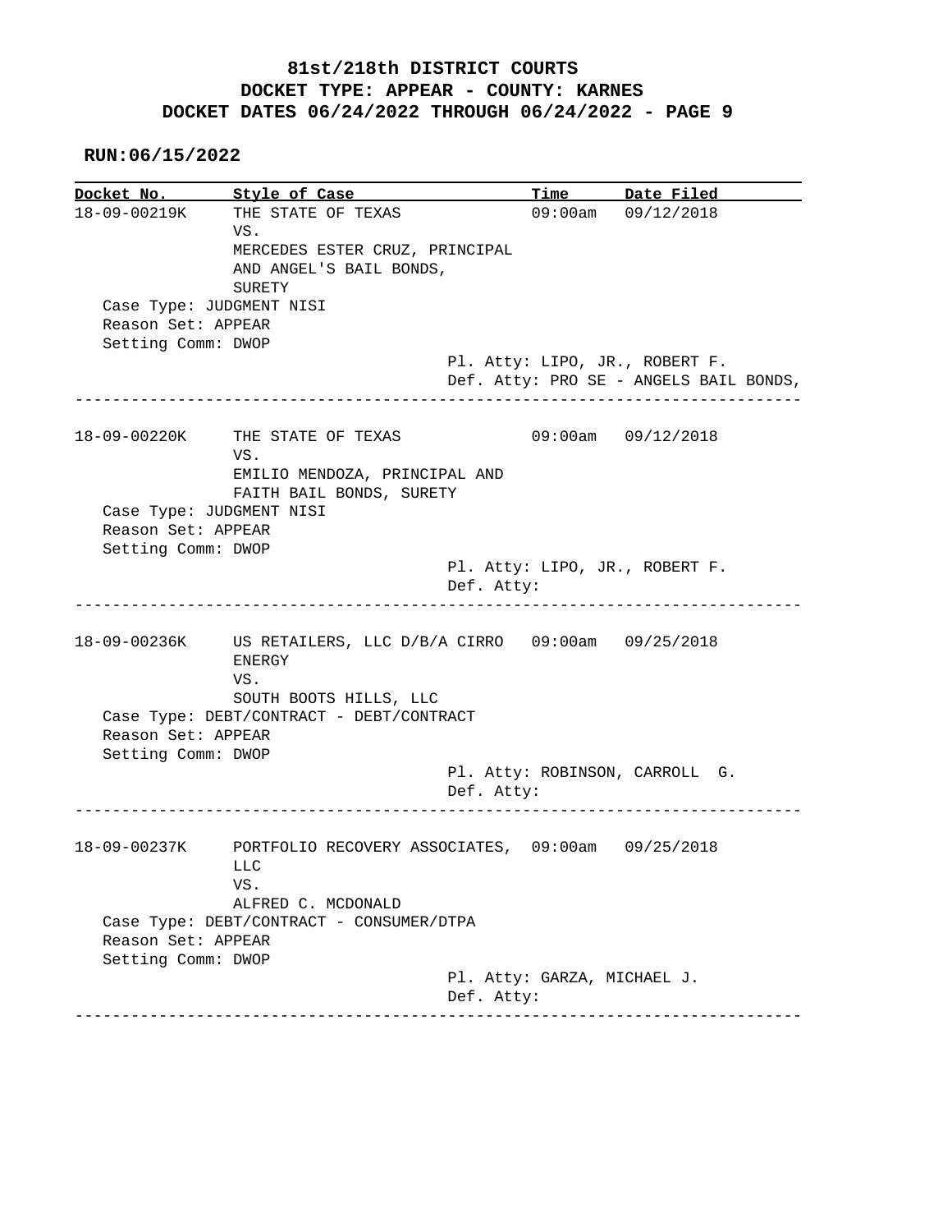**81st/218th DISTRICT COURTS**
**DOCKET TYPE: APPEAR - COUNTY: KARNES**
**DOCKET DATES 06/24/2022 THROUGH 06/24/2022 - PAGE 9**

**RUN:06/15/2022**

| Docket No. | Style of Case | Time | Date Filed |
|---|---|---|---|
| 18-09-00219K | THE STATE OF TEXAS VS. MERCEDES ESTER CRUZ, PRINCIPAL AND ANGEL'S BAIL BONDS, SURETY | 09:00am | 09/12/2018 |

Case Type: JUDGMENT NISI
Reason Set: APPEAR
Setting Comm: DWOP
Pl. Atty: LIPO, JR., ROBERT F.
Def. Atty: PRO SE - ANGELS BAIL BONDS,

---

| Docket No. | Style of Case | Time | Date Filed |
|---|---|---|---|
| 18-09-00220K | THE STATE OF TEXAS VS. EMILIO MENDOZA, PRINCIPAL AND FAITH BAIL BONDS, SURETY | 09:00am | 09/12/2018 |

Case Type: JUDGMENT NISI
Reason Set: APPEAR
Setting Comm: DWOP
Pl. Atty: LIPO, JR., ROBERT F.
Def. Atty:

---

| Docket No. | Style of Case | Time | Date Filed |
|---|---|---|---|
| 18-09-00236K | US RETAILERS, LLC D/B/A CIRRO ENERGY VS. SOUTH BOOTS HILLS, LLC | 09:00am | 09/25/2018 |

Case Type: DEBT/CONTRACT - DEBT/CONTRACT
Reason Set: APPEAR
Setting Comm: DWOP
Pl. Atty: ROBINSON, CARROLL G.
Def. Atty:

---

| Docket No. | Style of Case | Time | Date Filed |
|---|---|---|---|
| 18-09-00237K | PORTFOLIO RECOVERY ASSOCIATES, LLC VS. ALFRED C. MCDONALD | 09:00am | 09/25/2018 |

Case Type: DEBT/CONTRACT - CONSUMER/DTPA
Reason Set: APPEAR
Setting Comm: DWOP
Pl. Atty: GARZA, MICHAEL J.
Def. Atty:

---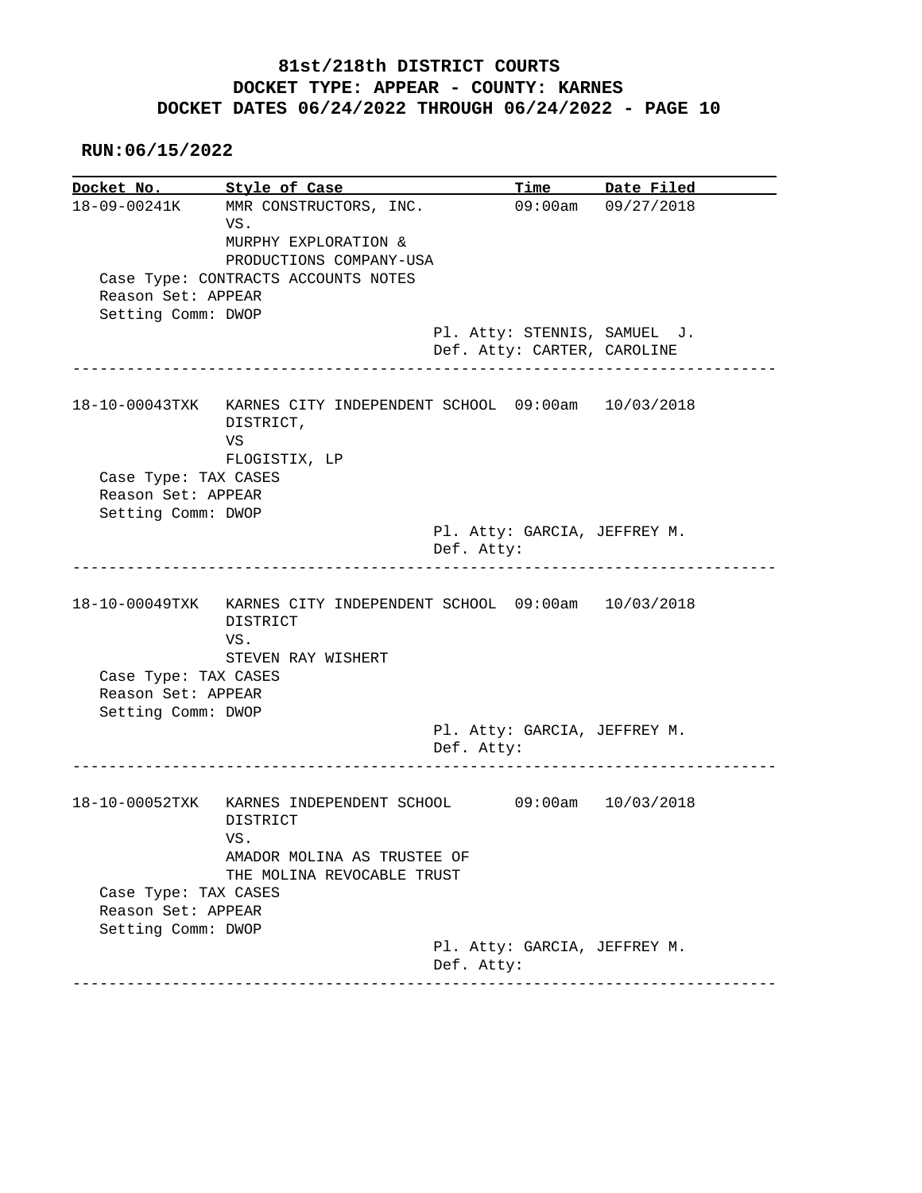**81st/218th DISTRICT COURTS**
**DOCKET TYPE: APPEAR - COUNTY: KARNES**
**DOCKET DATES 06/24/2022 THROUGH 06/24/2022 - PAGE 10**

**RUN:06/15/2022**

| Docket No. | Style of Case | Time | Date Filed |
|---|---|---|---|
| 18-09-00241K | MMR CONSTRUCTORS, INC. VS. MURPHY EXPLORATION & PRODUCTIONS COMPANY-USA | 09:00am | 09/27/2018 |

Case Type: CONTRACTS ACCOUNTS NOTES
Reason Set: APPEAR
Setting Comm: DWOP
Pl. Atty: STENNIS, SAMUEL J.
Def. Atty: CARTER, CAROLINE

---

| Docket No. | Style of Case | Time | Date Filed |
|---|---|---|---|
| 18-10-00043TXK | KARNES CITY INDEPENDENT SCHOOL DISTRICT, VS FLOGISTIX, LP | 09:00am | 10/03/2018 |

Case Type: TAX CASES
Reason Set: APPEAR
Setting Comm: DWOP
Pl. Atty: GARCIA, JEFFREY M.
Def. Atty:

---

| Docket No. | Style of Case | Time | Date Filed |
|---|---|---|---|
| 18-10-00049TXK | KARNES CITY INDEPENDENT SCHOOL DISTRICT VS. STEVEN RAY WISHERT | 09:00am | 10/03/2018 |

Case Type: TAX CASES
Reason Set: APPEAR
Setting Comm: DWOP
Pl. Atty: GARCIA, JEFFREY M.
Def. Atty:

---

| Docket No. | Style of Case | Time | Date Filed |
|---|---|---|---|
| 18-10-00052TXK | KARNES INDEPENDENT SCHOOL DISTRICT VS. AMADOR MOLINA AS TRUSTEE OF THE MOLINA REVOCABLE TRUST | 09:00am | 10/03/2018 |

Case Type: TAX CASES
Reason Set: APPEAR
Setting Comm: DWOP
Pl. Atty: GARCIA, JEFFREY M.
Def. Atty:

---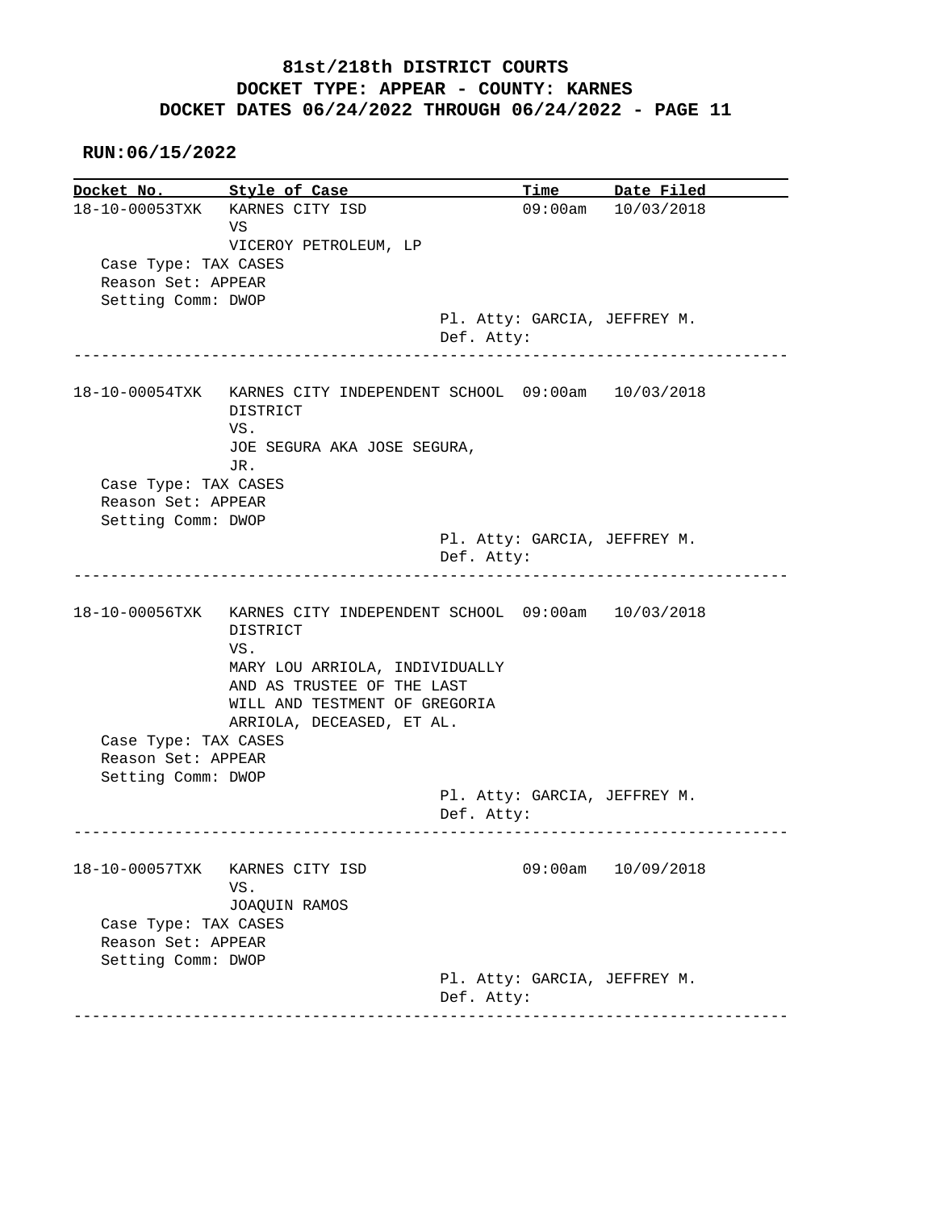**81st/218th DISTRICT COURTS**
**DOCKET TYPE: APPEAR - COUNTY: KARNES**
**DOCKET DATES 06/24/2022 THROUGH 06/24/2022 - PAGE 11**

**RUN:06/15/2022**

| Docket No. | Style of Case | Time | Date Filed |
|---|---|---|---|
| 18-10-00053TXK | KARNES CITY ISD VS VICEROY PETROLEUM, LP | 09:00am | 10/03/2018 |

Case Type: TAX CASES
Reason Set: APPEAR
Setting Comm: DWOP
Pl. Atty: GARCIA, JEFFREY M.
Def. Atty:

---

| Docket No. | Style of Case | Time | Date Filed |
|---|---|---|---|
| 18-10-00054TXK | KARNES CITY INDEPENDENT SCHOOL DISTRICT VS. JOE SEGURA AKA JOSE SEGURA, JR. | 09:00am | 10/03/2018 |

Case Type: TAX CASES
Reason Set: APPEAR
Setting Comm: DWOP
Pl. Atty: GARCIA, JEFFREY M.
Def. Atty:

---

| Docket No. | Style of Case | Time | Date Filed |
|---|---|---|---|
| 18-10-00056TXK | KARNES CITY INDEPENDENT SCHOOL DISTRICT VS. MARY LOU ARRIOLA, INDIVIDUALLY AND AS TRUSTEE OF THE LAST WILL AND TESTMENT OF GREGORIA ARRIOLA, DECEASED, ET AL. | 09:00am | 10/03/2018 |

Case Type: TAX CASES
Reason Set: APPEAR
Setting Comm: DWOP
Pl. Atty: GARCIA, JEFFREY M.
Def. Atty:

---

| Docket No. | Style of Case | Time | Date Filed |
|---|---|---|---|
| 18-10-00057TXK | KARNES CITY ISD VS. JOAQUIN RAMOS | 09:00am | 10/09/2018 |

Case Type: TAX CASES
Reason Set: APPEAR
Setting Comm: DWOP
Pl. Atty: GARCIA, JEFFREY M.
Def. Atty:

---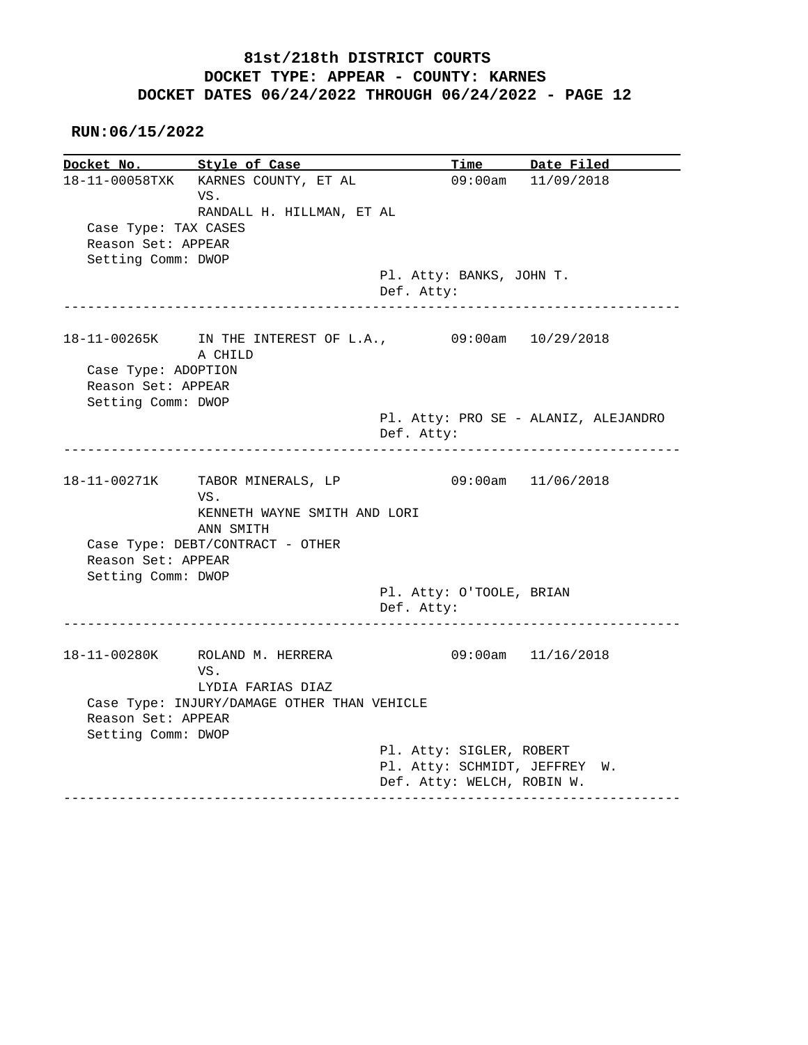# 81st/218th DISTRICT COURTS
## DOCKET TYPE: APPEAR - COUNTY: KARNES
## DOCKET DATES 06/24/2022 THROUGH 06/24/2022 - PAGE 12

**RUN:06/15/2022**

| Docket No. | Style of Case | Time | Date Filed |
|---|---|---|---|
| 18-11-00058TXK | KARNES COUNTY, ET AL VS. RANDALL H. HILLMAN, ET AL | 09:00am | 11/09/2018 |

Case Type: TAX CASES
Reason Set: APPEAR
Setting Comm: DWOP

Pl. Atty: BANKS, JOHN T.
Def. Atty:

---

| Docket No. | Style of Case | Time | Date Filed |
|---|---|---|---|
| 18-11-00265K | IN THE INTEREST OF L.A., A CHILD | 09:00am | 10/29/2018 |

Case Type: ADOPTION
Reason Set: APPEAR
Setting Comm: DWOP

Pl. Atty: PRO SE - ALANIZ, ALEJANDRO
Def. Atty:

---

| Docket No. | Style of Case | Time | Date Filed |
|---|---|---|---|
| 18-11-00271K | TABOR MINERALS, LP VS. KENNETH WAYNE SMITH AND LORI ANN SMITH | 09:00am | 11/06/2018 |

Case Type: DEBT/CONTRACT - OTHER
Reason Set: APPEAR
Setting Comm: DWOP

Pl. Atty: O'TOOLE, BRIAN
Def. Atty:

---

| Docket No. | Style of Case | Time | Date Filed |
|---|---|---|---|
| 18-11-00280K | ROLAND M. HERRERA VS. LYDIA FARIAS DIAZ | 09:00am | 11/16/2018 |

Case Type: INJURY/DAMAGE OTHER THAN VEHICLE
Reason Set: APPEAR
Setting Comm: DWOP

Pl. Atty: SIGLER, ROBERT
Pl. Atty: SCHMIDT, JEFFREY W.
Def. Atty: WELCH, ROBIN W.

---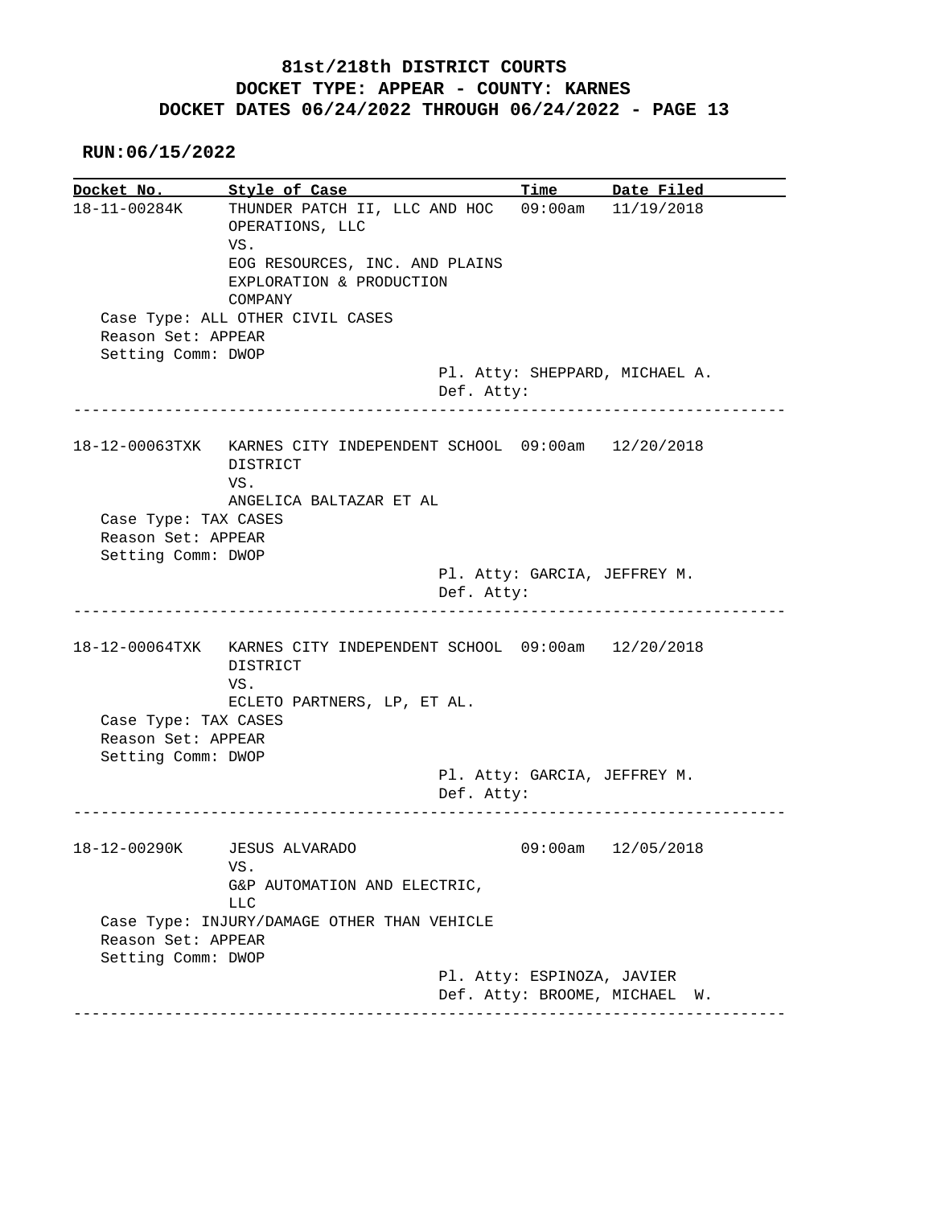# 81st/218th DISTRICT COURTS
## DOCKET TYPE: APPEAR - COUNTY: KARNES
## DOCKET DATES 06/24/2022 THROUGH 06/24/2022 - PAGE 13

**RUN:06/15/2022**

| Docket No. | Style of Case | Time | Date Filed |
|---|---|---|---|
| 18-11-00284K | THUNDER PATCH II, LLC AND HOC OPERATIONS, LLC VS. EOG RESOURCES, INC. AND PLAINS EXPLORATION & PRODUCTION COMPANY | 09:00am | 11/19/2018 |

Case Type: ALL OTHER CIVIL CASES
Reason Set: APPEAR
Setting Comm: DWOP
Pl. Atty: SHEPPARD, MICHAEL A.
Def. Atty:

---

| Docket No. | Style of Case | Time | Date Filed |
|---|---|---|---|
| 18-12-00063TXK | KARNES CITY INDEPENDENT SCHOOL DISTRICT VS. ANGELICA BALTAZAR ET AL | 09:00am | 12/20/2018 |

Case Type: TAX CASES
Reason Set: APPEAR
Setting Comm: DWOP
Pl. Atty: GARCIA, JEFFREY M.
Def. Atty:

---

| Docket No. | Style of Case | Time | Date Filed |
|---|---|---|---|
| 18-12-00064TXK | KARNES CITY INDEPENDENT SCHOOL DISTRICT VS. ECLETO PARTNERS, LP, ET AL. | 09:00am | 12/20/2018 |

Case Type: TAX CASES
Reason Set: APPEAR
Setting Comm: DWOP
Pl. Atty: GARCIA, JEFFREY M.
Def. Atty:

---

| Docket No. | Style of Case | Time | Date Filed |
|---|---|---|---|
| 18-12-00290K | JESUS ALVARADO VS. G&P AUTOMATION AND ELECTRIC, LLC | 09:00am | 12/05/2018 |

Case Type: INJURY/DAMAGE OTHER THAN VEHICLE
Reason Set: APPEAR
Setting Comm: DWOP
Pl. Atty: ESPINOZA, JAVIER
Def. Atty: BROOME, MICHAEL W.

---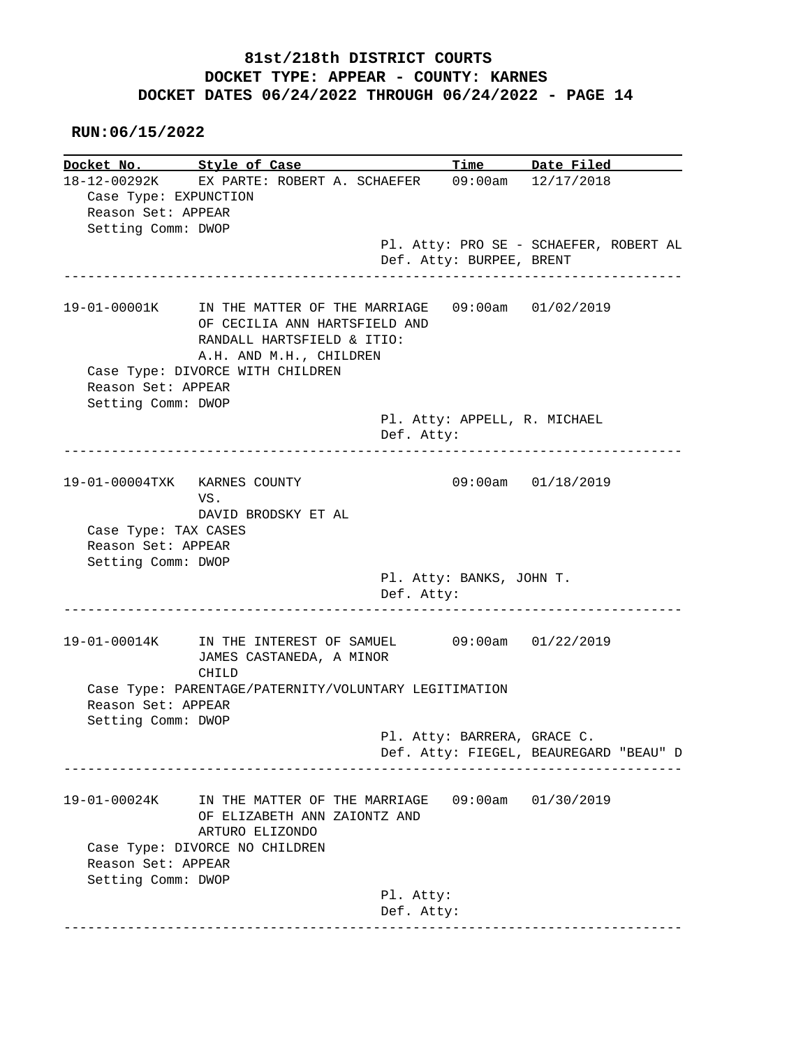**81st/218th DISTRICT COURTS**
**DOCKET TYPE: APPEAR - COUNTY: KARNES**
**DOCKET DATES 06/24/2022 THROUGH 06/24/2022 - PAGE 14**

**RUN:06/15/2022**

| Docket No. | Style of Case | Time | Date Filed |
|---|---|---|---|
| 18-12-00292K | EX PARTE: ROBERT A. SCHAEFER | 09:00am | 12/17/2018 |

Case Type: EXPUNCTION
Reason Set: APPEAR
Setting Comm: DWOP
Pl. Atty: PRO SE - SCHAEFER, ROBERT AL
Def. Atty: BURPEE, BRENT

---

| Docket No. | Style of Case | Time | Date Filed |
|---|---|---|---|
| 19-01-00001K | IN THE MATTER OF THE MARRIAGE OF CECILIA ANN HARTSFIELD AND RANDALL HARTSFIELD & ITIO: A.H. AND M.H., CHILDREN | 09:00am | 01/02/2019 |

Case Type: DIVORCE WITH CHILDREN
Reason Set: APPEAR
Setting Comm: DWOP
Pl. Atty: APPELL, R. MICHAEL
Def. Atty:

---

| Docket No. | Style of Case | Time | Date Filed |
|---|---|---|---|
| 19-01-00004TXK | KARNES COUNTY VS. DAVID BRODSKY ET AL | 09:00am | 01/18/2019 |

Case Type: TAX CASES
Reason Set: APPEAR
Setting Comm: DWOP
Pl. Atty: BANKS, JOHN T.
Def. Atty:

---

| Docket No. | Style of Case | Time | Date Filed |
|---|---|---|---|
| 19-01-00014K | IN THE INTEREST OF SAMUEL JAMES CASTANEDA, A MINOR CHILD | 09:00am | 01/22/2019 |

Case Type: PARENTAGE/PATERNITY/VOLUNTARY LEGITIMATION
Reason Set: APPEAR
Setting Comm: DWOP
Pl. Atty: BARRERA, GRACE C.
Def. Atty: FIEGEL, BEAUREGARD "BEAU" D

---

| Docket No. | Style of Case | Time | Date Filed |
|---|---|---|---|
| 19-01-00024K | IN THE MATTER OF THE MARRIAGE OF ELIZABETH ANN ZAIONTZ AND ARTURO ELIZONDO | 09:00am | 01/30/2019 |

Case Type: DIVORCE NO CHILDREN
Reason Set: APPEAR
Setting Comm: DWOP
Pl. Atty:
Def. Atty:

---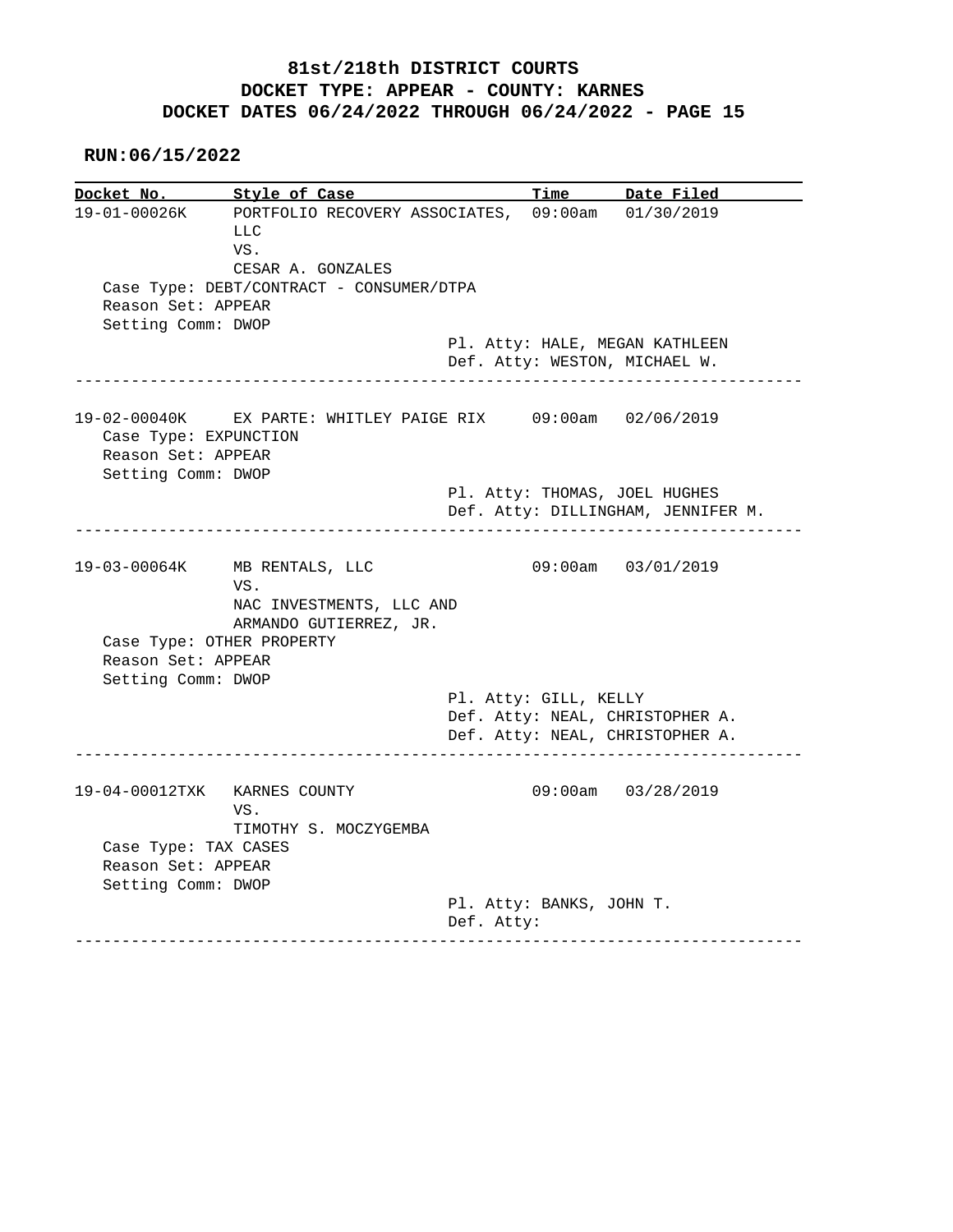**81st/218th DISTRICT COURTS**
**DOCKET TYPE: APPEAR - COUNTY: KARNES**
**DOCKET DATES 06/24/2022 THROUGH 06/24/2022 - PAGE 15**

**RUN:06/15/2022**

```
Docket No.      Style of Case                          Time       Date Filed
19-01-00026K    PORTFOLIO RECOVERY ASSOCIATES,  09:00am   01/30/2019
                LLC
                VS.
                CESAR A. GONZALES
   Case Type: DEBT/CONTRACT - CONSUMER/DTPA
   Reason Set: APPEAR
   Setting Comm: DWOP
                                         Pl. Atty: HALE, MEGAN KATHLEEN
                                         Def. Atty: WESTON, MICHAEL W.
-----------------------------------------------------------------------------

19-02-00040K    EX PARTE: WHITLEY PAIGE RIX     09:00am   02/06/2019
   Case Type: EXPUNCTION
   Reason Set: APPEAR
   Setting Comm: DWOP
                                         Pl. Atty: THOMAS, JOEL HUGHES
                                         Def. Atty: DILLINGHAM, JENNIFER M.
-----------------------------------------------------------------------------

19-03-00064K    MB RENTALS, LLC                 09:00am   03/01/2019
                VS.
                NAC INVESTMENTS, LLC AND
                ARMANDO GUTIERREZ, JR.
   Case Type: OTHER PROPERTY
   Reason Set: APPEAR
   Setting Comm: DWOP
                                         Pl. Atty: GILL, KELLY
                                         Def. Atty: NEAL, CHRISTOPHER A.
                                         Def. Atty: NEAL, CHRISTOPHER A.
-----------------------------------------------------------------------------

19-04-00012TXK  KARNES COUNTY                   09:00am   03/28/2019
                VS.
                TIMOTHY S. MOCZYGEMBA
   Case Type: TAX CASES
   Reason Set: APPEAR
   Setting Comm: DWOP
                                         Pl. Atty: BANKS, JOHN T.
                                         Def. Atty:
-----------------------------------------------------------------------------
```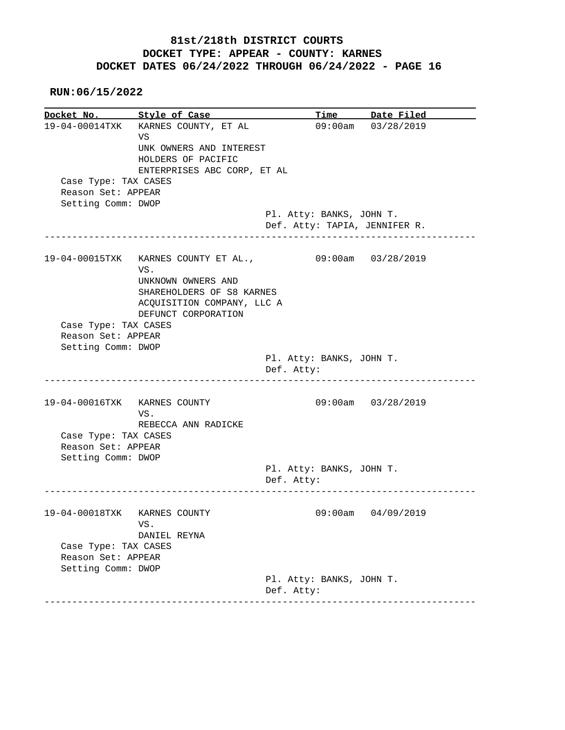**81st/218th DISTRICT COURTS**
**DOCKET TYPE: APPEAR - COUNTY: KARNES**
**DOCKET DATES 06/24/2022 THROUGH 06/24/2022 - PAGE 16**

**RUN:06/15/2022**

| Docket No. | Style of Case | Time | Date Filed |
|---|---|---|---|
| 19-04-00014TXK | KARNES COUNTY, ET AL VS UNK OWNERS AND INTEREST HOLDERS OF PACIFIC ENTERPRISES ABC CORP, ET AL | 09:00am | 03/28/2019 |

Case Type: TAX CASES
Reason Set: APPEAR
Setting Comm: DWOP
Pl. Atty: BANKS, JOHN T.
Def. Atty: TAPIA, JENNIFER R.

---

| Docket No. | Style of Case | Time | Date Filed |
|---|---|---|---|
| 19-04-00015TXK | KARNES COUNTY ET AL., VS. UNKNOWN OWNERS AND SHAREHOLDERS OF S8 KARNES ACQUISITION COMPANY, LLC A DEFUNCT CORPORATION | 09:00am | 03/28/2019 |

Case Type: TAX CASES
Reason Set: APPEAR
Setting Comm: DWOP
Pl. Atty: BANKS, JOHN T.
Def. Atty:

---

| Docket No. | Style of Case | Time | Date Filed |
|---|---|---|---|
| 19-04-00016TXK | KARNES COUNTY VS. REBECCA ANN RADICKE | 09:00am | 03/28/2019 |

Case Type: TAX CASES
Reason Set: APPEAR
Setting Comm: DWOP
Pl. Atty: BANKS, JOHN T.
Def. Atty:

---

| Docket No. | Style of Case | Time | Date Filed |
|---|---|---|---|
| 19-04-00018TXK | KARNES COUNTY VS. DANIEL REYNA | 09:00am | 04/09/2019 |

Case Type: TAX CASES
Reason Set: APPEAR
Setting Comm: DWOP
Pl. Atty: BANKS, JOHN T.
Def. Atty:

---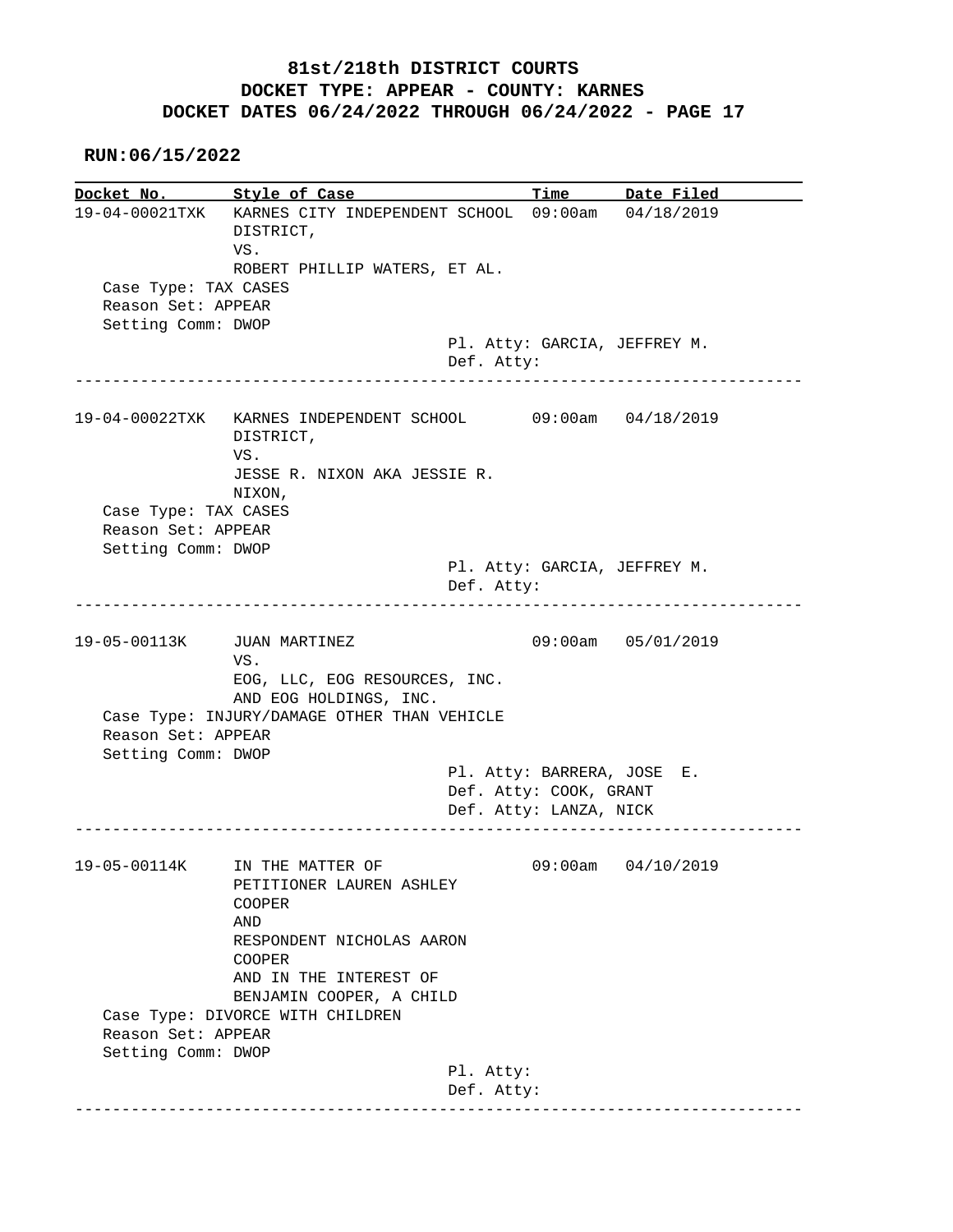# 81st/218th DISTRICT COURTS
## DOCKET TYPE: APPEAR - COUNTY: KARNES
## DOCKET DATES 06/24/2022 THROUGH 06/24/2022 - PAGE 17

**RUN:06/15/2022**

| Docket No. | Style of Case | Time | Date Filed |
|---|---|---|---|
| 19-04-00021TXK | KARNES CITY INDEPENDENT SCHOOL DISTRICT, VS. ROBERT PHILLIP WATERS, ET AL. | 09:00am | 04/18/2019 |

Case Type: TAX CASES
Reason Set: APPEAR
Setting Comm: DWOP
Pl. Atty: GARCIA, JEFFREY M.
Def. Atty:

---

| Docket No. | Style of Case | Time | Date Filed |
|---|---|---|---|
| 19-04-00022TXK | KARNES INDEPENDENT SCHOOL DISTRICT, VS. JESSE R. NIXON AKA JESSIE R. NIXON, | 09:00am | 04/18/2019 |

Case Type: TAX CASES
Reason Set: APPEAR
Setting Comm: DWOP
Pl. Atty: GARCIA, JEFFREY M.
Def. Atty:

---

| Docket No. | Style of Case | Time | Date Filed |
|---|---|---|---|
| 19-05-00113K | JUAN MARTINEZ VS. EOG, LLC, EOG RESOURCES, INC. AND EOG HOLDINGS, INC. | 09:00am | 05/01/2019 |

Case Type: INJURY/DAMAGE OTHER THAN VEHICLE
Reason Set: APPEAR
Setting Comm: DWOP
Pl. Atty: BARRERA, JOSE E.
Def. Atty: COOK, GRANT
Def. Atty: LANZA, NICK

---

| Docket No. | Style of Case | Time | Date Filed |
|---|---|---|---|
| 19-05-00114K | IN THE MATTER OF PETITIONER LAUREN ASHLEY COOPER AND RESPONDENT NICHOLAS AARON COOPER AND IN THE INTEREST OF BENJAMIN COOPER, A CHILD | 09:00am | 04/10/2019 |

Case Type: DIVORCE WITH CHILDREN
Reason Set: APPEAR
Setting Comm: DWOP
Pl. Atty:
Def. Atty:

---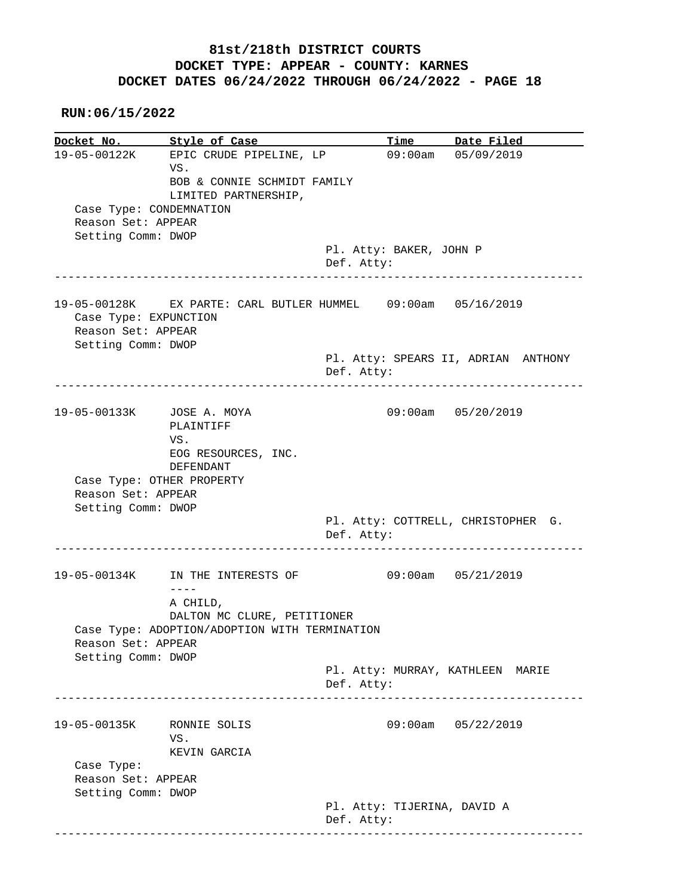# 81st/218th DISTRICT COURTS
## DOCKET TYPE: APPEAR - COUNTY: KARNES
## DOCKET DATES 06/24/2022 THROUGH 06/24/2022 - PAGE 18

**RUN:06/15/2022**

| Docket No. | Style of Case | Time | Date Filed |
|---|---|---|---|

```
19-05-00122K    EPIC CRUDE PIPELINE, LP          09:00am   05/09/2019
                VS.
                BOB & CONNIE SCHMIDT FAMILY
                LIMITED PARTNERSHIP,
   Case Type: CONDEMNATION
   Reason Set: APPEAR
   Setting Comm: DWOP
                                         Pl. Atty: BAKER, JOHN P
                                         Def. Atty:
------------------------------------------------------------------------------

19-05-00128K    EX PARTE: CARL BUTLER HUMMEL     09:00am   05/16/2019
   Case Type: EXPUNCTION
   Reason Set: APPEAR
   Setting Comm: DWOP
                                         Pl. Atty: SPEARS II, ADRIAN  ANTHONY
                                         Def. Atty:
------------------------------------------------------------------------------

19-05-00133K    JOSE A. MOYA                     09:00am   05/20/2019
                PLAINTIFF
                VS.
                EOG RESOURCES, INC.
                DEFENDANT
   Case Type: OTHER PROPERTY
   Reason Set: APPEAR
   Setting Comm: DWOP
                                         Pl. Atty: COTTRELL, CHRISTOPHER  G.
                                         Def. Atty:
------------------------------------------------------------------------------

19-05-00134K    IN THE INTERESTS OF              09:00am   05/21/2019
                ----
                A CHILD,
                DALTON MC CLURE, PETITIONER
   Case Type: ADOPTION/ADOPTION WITH TERMINATION
   Reason Set: APPEAR
   Setting Comm: DWOP
                                         Pl. Atty: MURRAY, KATHLEEN  MARIE
                                         Def. Atty:
------------------------------------------------------------------------------

19-05-00135K    RONNIE SOLIS                     09:00am   05/22/2019
                VS.
                KEVIN GARCIA
   Case Type:
   Reason Set: APPEAR
   Setting Comm: DWOP
                                         Pl. Atty: TIJERINA, DAVID A
                                         Def. Atty:
------------------------------------------------------------------------------
```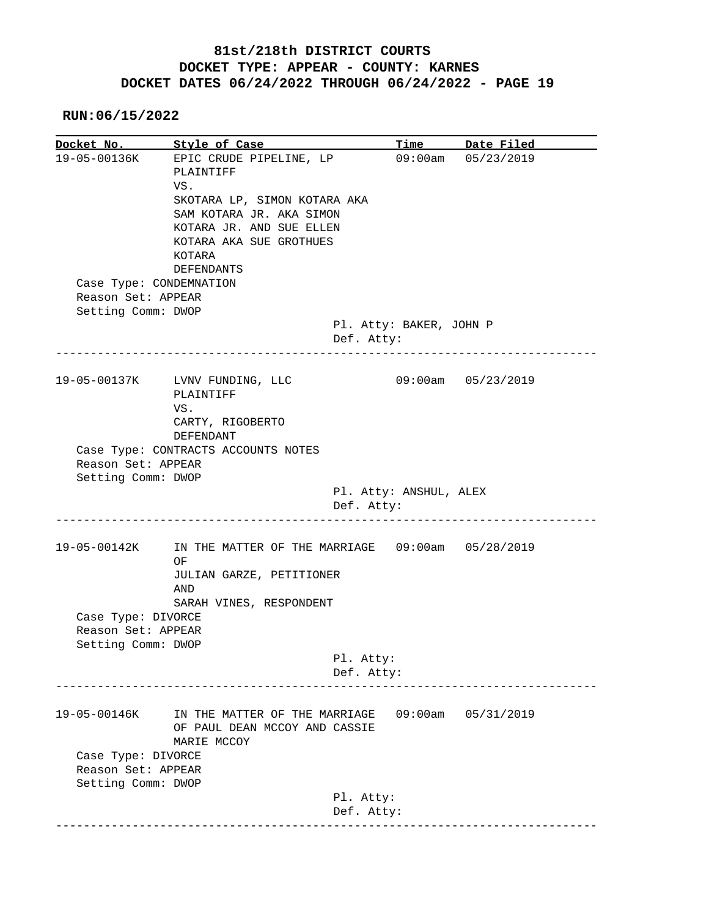**81st/218th DISTRICT COURTS**
**DOCKET TYPE: APPEAR - COUNTY: KARNES**
**DOCKET DATES 06/24/2022 THROUGH 06/24/2022 - PAGE 19**

**RUN:06/15/2022**

| Docket No. | Style of Case | Time | Date Filed |
|---|---|---|---|
| 19-05-00136K | EPIC CRUDE PIPELINE, LP PLAINTIFF VS. SKOTARA LP, SIMON KOTARA AKA SAM KOTARA JR. AKA SIMON KOTARA JR. AND SUE ELLEN KOTARA AKA SUE GROTHUES KOTARA DEFENDANTS | 09:00am | 05/23/2019 |

Case Type: CONDEMNATION
Reason Set: APPEAR
Setting Comm: DWOP
Pl. Atty: BAKER, JOHN P
Def. Atty:

---

| Docket No. | Style of Case | Time | Date Filed |
|---|---|---|---|
| 19-05-00137K | LVNV FUNDING, LLC PLAINTIFF VS. CARTY, RIGOBERTO DEFENDANT | 09:00am | 05/23/2019 |

Case Type: CONTRACTS ACCOUNTS NOTES
Reason Set: APPEAR
Setting Comm: DWOP
Pl. Atty: ANSHUL, ALEX
Def. Atty:

---

| Docket No. | Style of Case | Time | Date Filed |
|---|---|---|---|
| 19-05-00142K | IN THE MATTER OF THE MARRIAGE OF JULIAN GARZE, PETITIONER AND SARAH VINES, RESPONDENT | 09:00am | 05/28/2019 |

Case Type: DIVORCE
Reason Set: APPEAR
Setting Comm: DWOP
Pl. Atty:
Def. Atty:

---

| Docket No. | Style of Case | Time | Date Filed |
|---|---|---|---|
| 19-05-00146K | IN THE MATTER OF THE MARRIAGE OF PAUL DEAN MCCOY AND CASSIE MARIE MCCOY | 09:00am | 05/31/2019 |

Case Type: DIVORCE
Reason Set: APPEAR
Setting Comm: DWOP
Pl. Atty:
Def. Atty:

---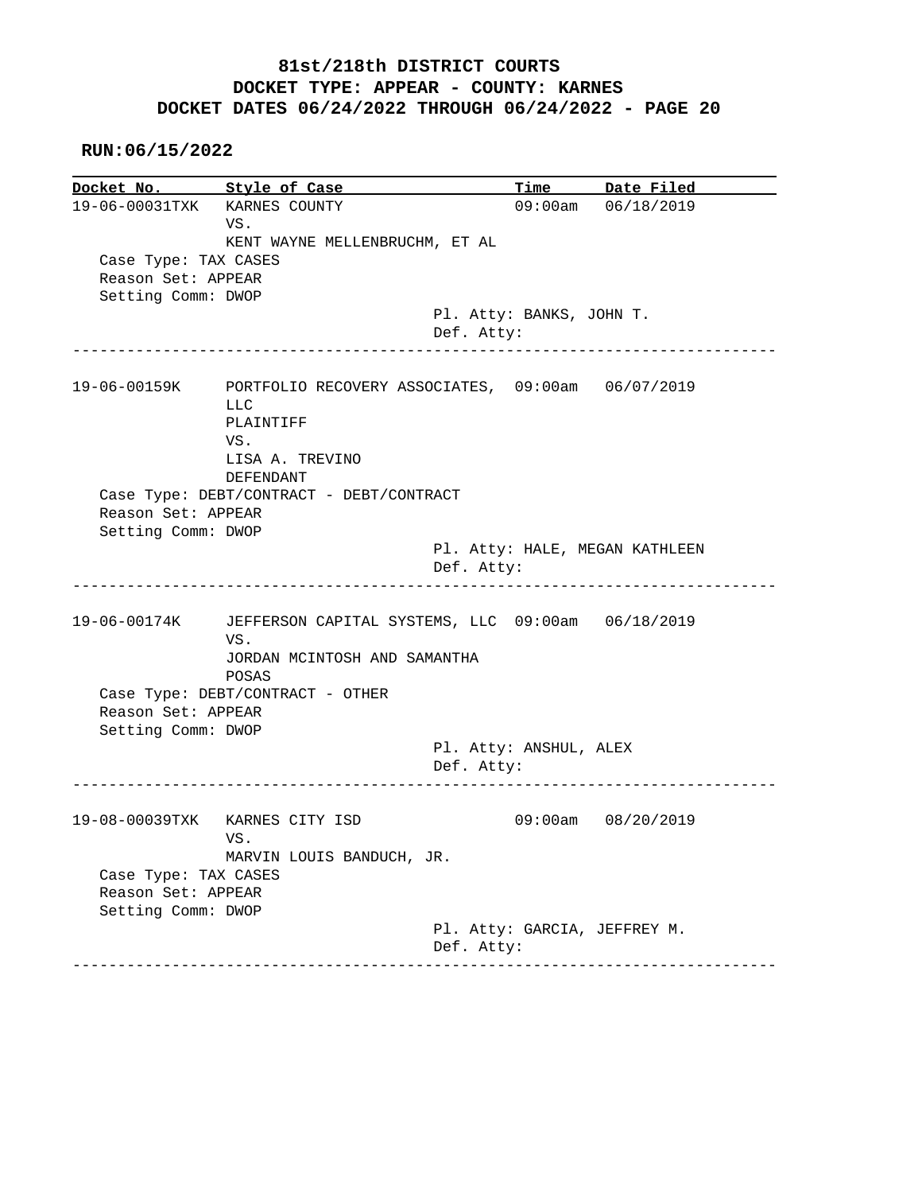# 81st/218th DISTRICT COURTS
## DOCKET TYPE: APPEAR - COUNTY: KARNES
## DOCKET DATES 06/24/2022 THROUGH 06/24/2022 - PAGE 20

**RUN:06/15/2022**

| Docket No. | Style of Case | Time | Date Filed |
|---|---|---|---|
| 19-06-00031TXK | KARNES COUNTY VS. KENT WAYNE MELLENBRUCHM, ET AL | 09:00am | 06/18/2019 |

Case Type: TAX CASES
Reason Set: APPEAR
Setting Comm: DWOP
Pl. Atty: BANKS, JOHN T.
Def. Atty:

---

| Docket No. | Style of Case | Time | Date Filed |
|---|---|---|---|
| 19-06-00159K | PORTFOLIO RECOVERY ASSOCIATES, LLC PLAINTIFF VS. LISA A. TREVINO DEFENDANT | 09:00am | 06/07/2019 |

Case Type: DEBT/CONTRACT - DEBT/CONTRACT
Reason Set: APPEAR
Setting Comm: DWOP
Pl. Atty: HALE, MEGAN KATHLEEN
Def. Atty:

---

| Docket No. | Style of Case | Time | Date Filed |
|---|---|---|---|
| 19-06-00174K | JEFFERSON CAPITAL SYSTEMS, LLC VS. JORDAN MCINTOSH AND SAMANTHA POSAS | 09:00am | 06/18/2019 |

Case Type: DEBT/CONTRACT - OTHER
Reason Set: APPEAR
Setting Comm: DWOP
Pl. Atty: ANSHUL, ALEX
Def. Atty:

---

| Docket No. | Style of Case | Time | Date Filed |
|---|---|---|---|
| 19-08-00039TXK | KARNES CITY ISD VS. MARVIN LOUIS BANDUCH, JR. | 09:00am | 08/20/2019 |

Case Type: TAX CASES
Reason Set: APPEAR
Setting Comm: DWOP
Pl. Atty: GARCIA, JEFFREY M.
Def. Atty:

---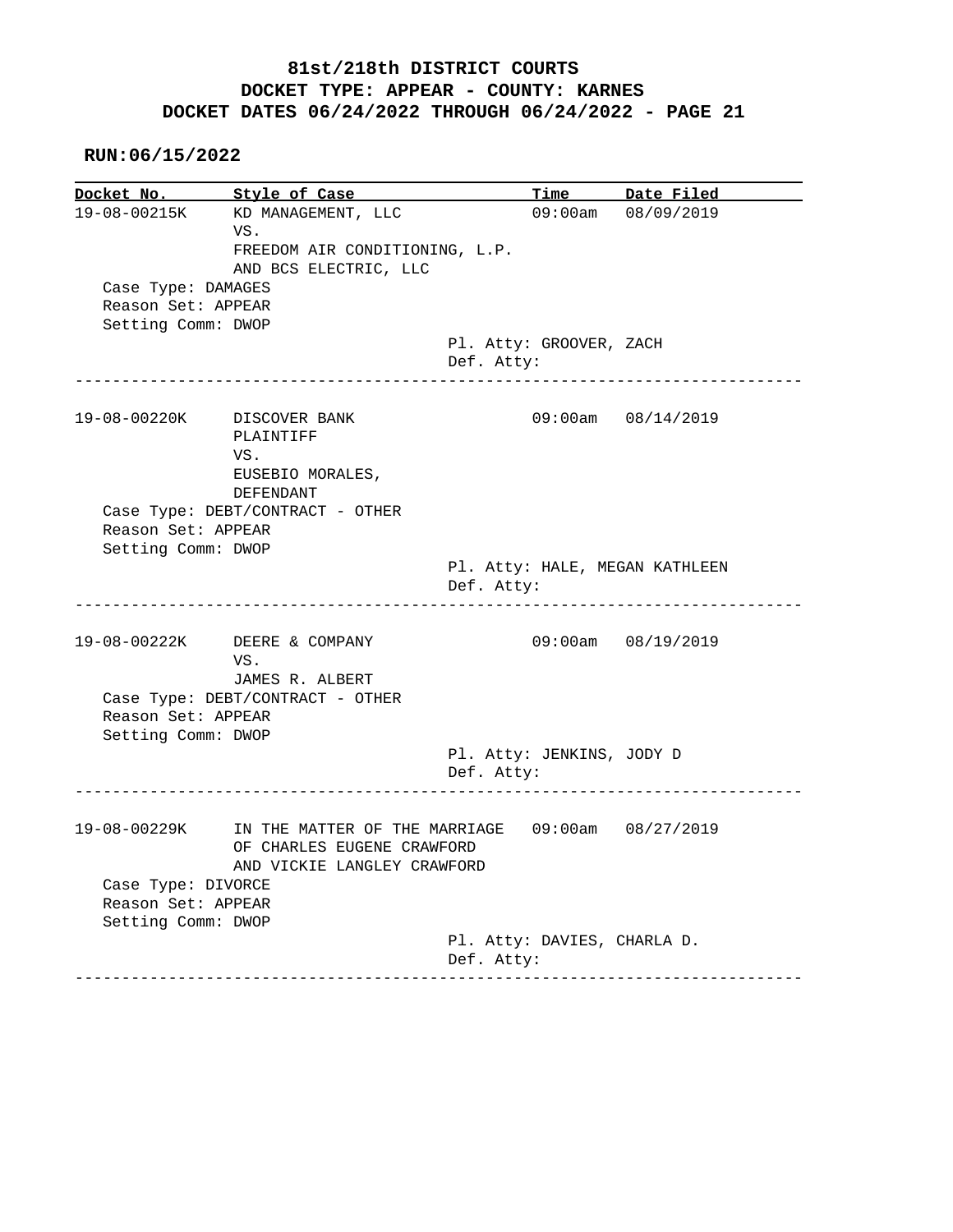**81st/218th DISTRICT COURTS**
**DOCKET TYPE: APPEAR - COUNTY: KARNES**
**DOCKET DATES 06/24/2022 THROUGH 06/24/2022 - PAGE 21**

**RUN:06/15/2022**

| Docket No. | Style of Case | Time | Date Filed |
|---|---|---|---|
| 19-08-00215K | KD MANAGEMENT, LLC VS. FREEDOM AIR CONDITIONING, L.P. AND BCS ELECTRIC, LLC | 09:00am | 08/09/2019 |

Case Type: DAMAGES
Reason Set: APPEAR
Setting Comm: DWOP
Pl. Atty: GROOVER, ZACH
Def. Atty:

---

| Docket No. | Style of Case | Time | Date Filed |
|---|---|---|---|
| 19-08-00220K | DISCOVER BANK PLAINTIFF VS. EUSEBIO MORALES, DEFENDANT | 09:00am | 08/14/2019 |

Case Type: DEBT/CONTRACT - OTHER
Reason Set: APPEAR
Setting Comm: DWOP
Pl. Atty: HALE, MEGAN KATHLEEN
Def. Atty:

---

| Docket No. | Style of Case | Time | Date Filed |
|---|---|---|---|
| 19-08-00222K | DEERE & COMPANY VS. JAMES R. ALBERT | 09:00am | 08/19/2019 |

Case Type: DEBT/CONTRACT - OTHER
Reason Set: APPEAR
Setting Comm: DWOP
Pl. Atty: JENKINS, JODY D
Def. Atty:

---

| Docket No. | Style of Case | Time | Date Filed |
|---|---|---|---|
| 19-08-00229K | IN THE MATTER OF THE MARRIAGE OF CHARLES EUGENE CRAWFORD AND VICKIE LANGLEY CRAWFORD | 09:00am | 08/27/2019 |

Case Type: DIVORCE
Reason Set: APPEAR
Setting Comm: DWOP
Pl. Atty: DAVIES, CHARLA D.
Def. Atty:

---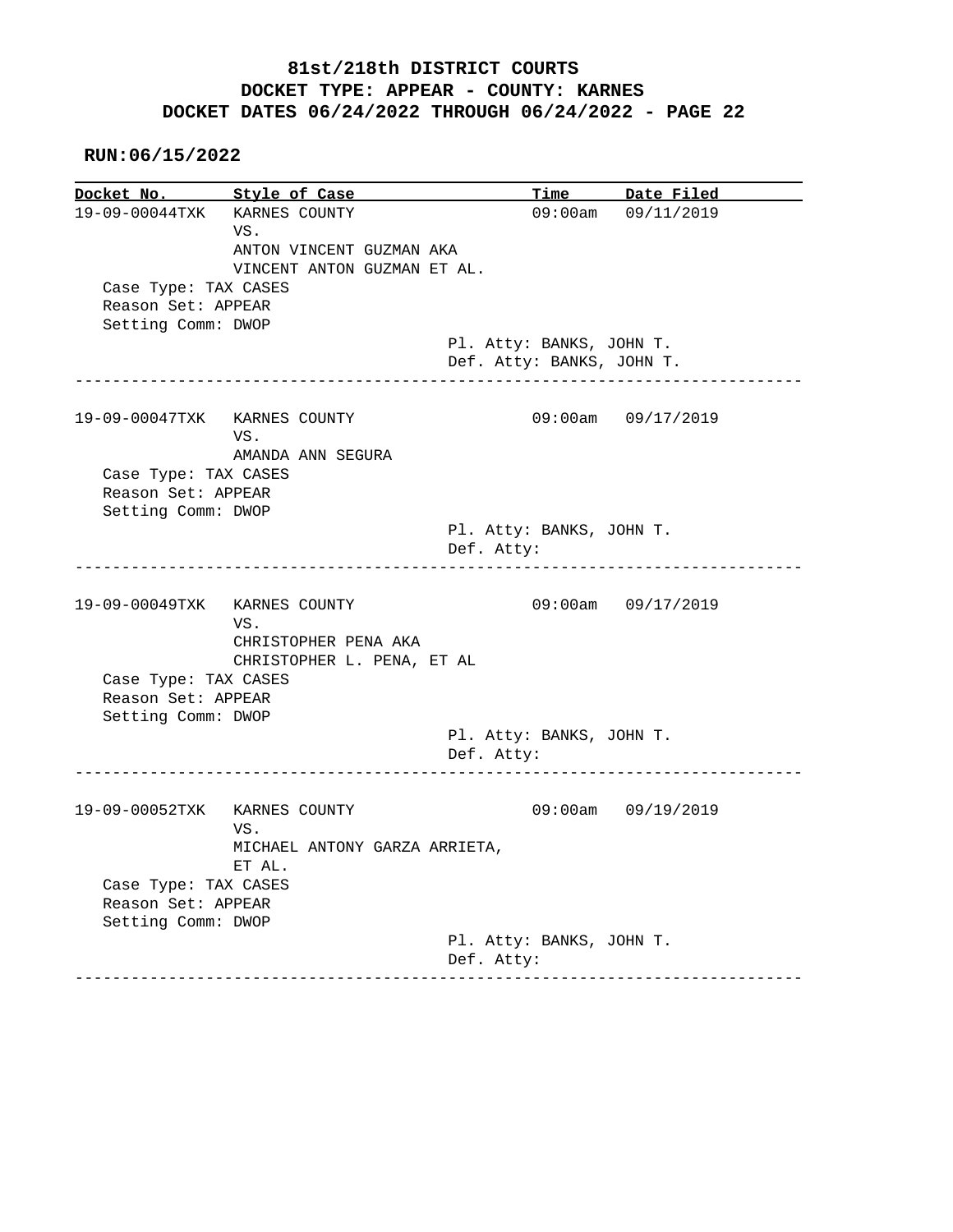# 81st/218th DISTRICT COURTS
## DOCKET TYPE: APPEAR - COUNTY: KARNES
## DOCKET DATES 06/24/2022 THROUGH 06/24/2022 - PAGE 22

**RUN:06/15/2022**

| Docket No. | Style of Case | Time | Date Filed |
|---|---|---|---|
| 19-09-00044TXK | KARNES COUNTY VS. ANTON VINCENT GUZMAN AKA VINCENT ANTON GUZMAN ET AL. | 09:00am | 09/11/2019 |

Case Type: TAX CASES
Reason Set: APPEAR
Setting Comm: DWOP
Pl. Atty: BANKS, JOHN T.
Def. Atty: BANKS, JOHN T.

---

| Docket No. | Style of Case | Time | Date Filed |
|---|---|---|---|
| 19-09-00047TXK | KARNES COUNTY VS. AMANDA ANN SEGURA | 09:00am | 09/17/2019 |

Case Type: TAX CASES
Reason Set: APPEAR
Setting Comm: DWOP
Pl. Atty: BANKS, JOHN T.
Def. Atty:

---

| Docket No. | Style of Case | Time | Date Filed |
|---|---|---|---|
| 19-09-00049TXK | KARNES COUNTY VS. CHRISTOPHER PENA AKA CHRISTOPHER L. PENA, ET AL | 09:00am | 09/17/2019 |

Case Type: TAX CASES
Reason Set: APPEAR
Setting Comm: DWOP
Pl. Atty: BANKS, JOHN T.
Def. Atty:

---

| Docket No. | Style of Case | Time | Date Filed |
|---|---|---|---|
| 19-09-00052TXK | KARNES COUNTY VS. MICHAEL ANTONY GARZA ARRIETA, ET AL. | 09:00am | 09/19/2019 |

Case Type: TAX CASES
Reason Set: APPEAR
Setting Comm: DWOP
Pl. Atty: BANKS, JOHN T.
Def. Atty:

---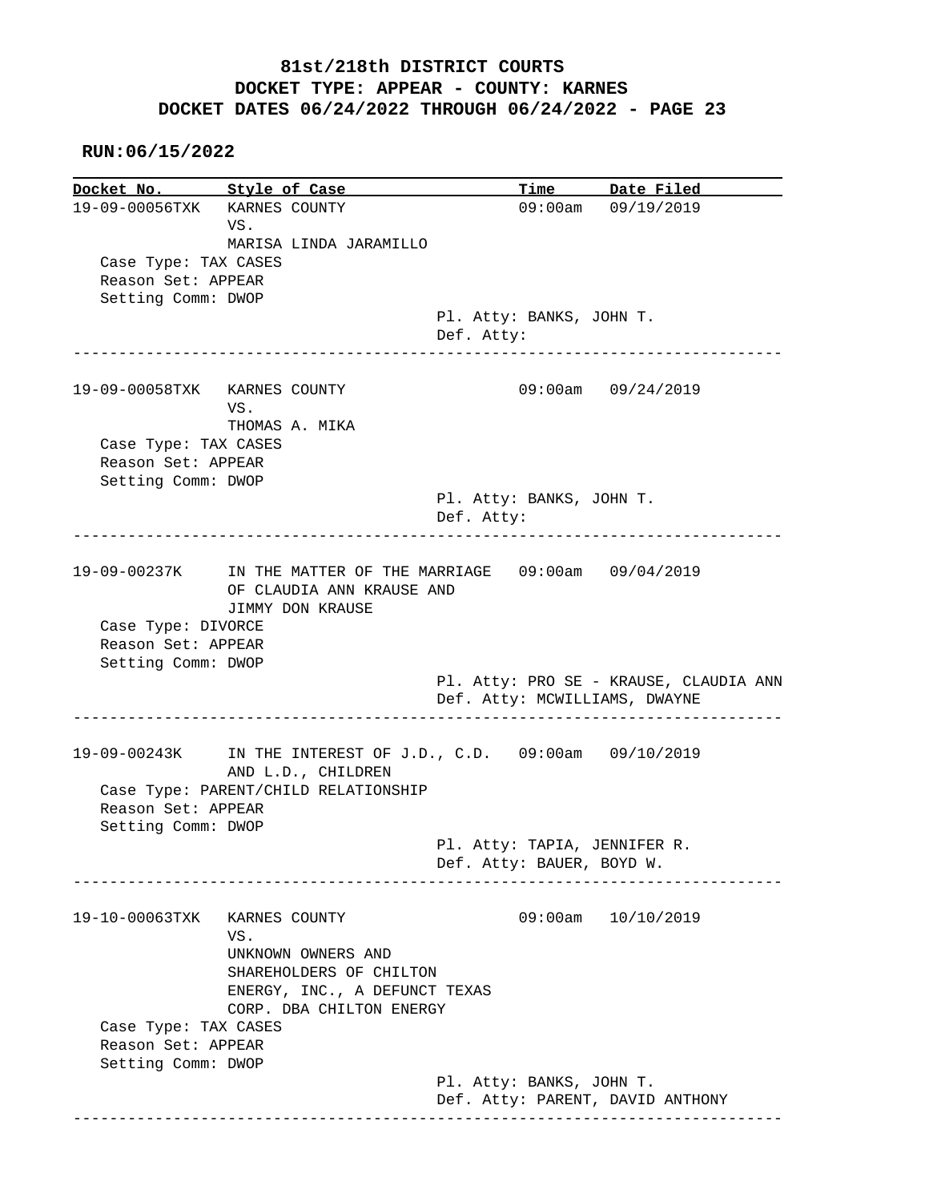# 81st/218th DISTRICT COURTS
## DOCKET TYPE: APPEAR - COUNTY: KARNES
## DOCKET DATES 06/24/2022 THROUGH 06/24/2022 - PAGE 23

**RUN:06/15/2022**

| Docket No. | Style of Case | Time | Date Filed |
|---|---|---|---|

---

**19-09-00056TXK** KARNES COUNTY VS. MARISA LINDA JARAMILLO — 09:00am — 09/19/2019

Case Type: TAX CASES
Reason Set: APPEAR
Setting Comm: DWOP
Pl. Atty: BANKS, JOHN T.
Def. Atty:

---

**19-09-00058TXK** KARNES COUNTY VS. THOMAS A. MIKA — 09:00am — 09/24/2019

Case Type: TAX CASES
Reason Set: APPEAR
Setting Comm: DWOP
Pl. Atty: BANKS, JOHN T.
Def. Atty:

---

**19-09-00237K** IN THE MATTER OF THE MARRIAGE OF CLAUDIA ANN KRAUSE AND JIMMY DON KRAUSE — 09:00am — 09/04/2019

Case Type: DIVORCE
Reason Set: APPEAR
Setting Comm: DWOP
Pl. Atty: PRO SE - KRAUSE, CLAUDIA ANN
Def. Atty: MCWILLIAMS, DWAYNE

---

**19-09-00243K** IN THE INTEREST OF J.D., C.D. AND L.D., CHILDREN — 09:00am — 09/10/2019

Case Type: PARENT/CHILD RELATIONSHIP
Reason Set: APPEAR
Setting Comm: DWOP
Pl. Atty: TAPIA, JENNIFER R.
Def. Atty: BAUER, BOYD W.

---

**19-10-00063TXK** KARNES COUNTY VS. UNKNOWN OWNERS AND SHAREHOLDERS OF CHILTON ENERGY, INC., A DEFUNCT TEXAS CORP. DBA CHILTON ENERGY — 09:00am — 10/10/2019

Case Type: TAX CASES
Reason Set: APPEAR
Setting Comm: DWOP
Pl. Atty: BANKS, JOHN T.
Def. Atty: PARENT, DAVID ANTHONY

---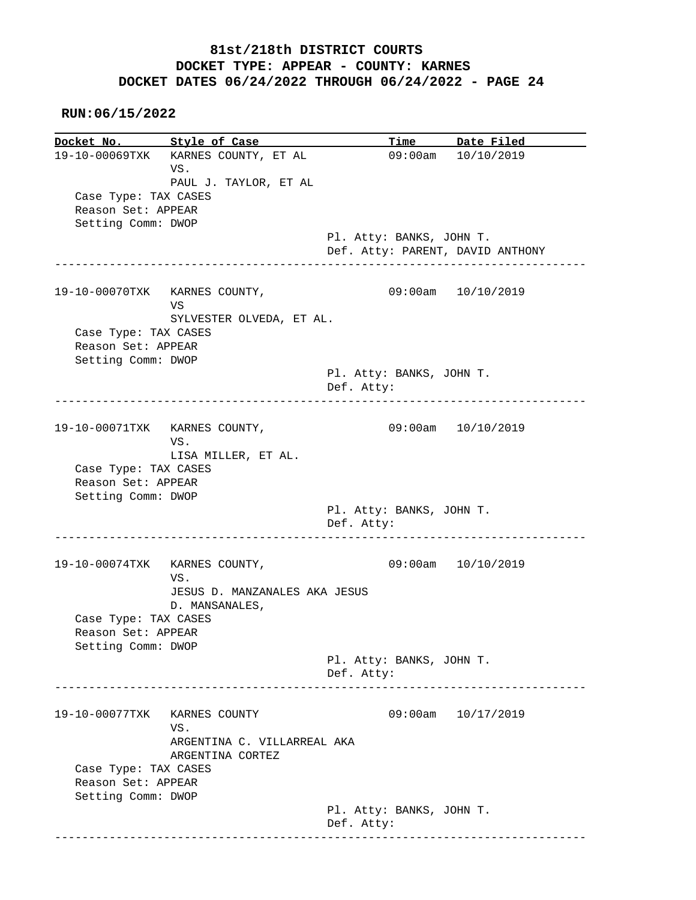**81st/218th DISTRICT COURTS**
**DOCKET TYPE: APPEAR - COUNTY: KARNES**
**DOCKET DATES 06/24/2022 THROUGH 06/24/2022 - PAGE 24**

**RUN:06/15/2022**

| Docket No. | Style of Case | Time | Date Filed |
|---|---|---|---|
| 19-10-00069TXK | KARNES COUNTY, ET AL VS. PAUL J. TAYLOR, ET AL | 09:00am | 10/10/2019 |

Case Type: TAX CASES
Reason Set: APPEAR
Setting Comm: DWOP
Pl. Atty: BANKS, JOHN T.
Def. Atty: PARENT, DAVID ANTHONY

---

| Docket No. | Style of Case | Time | Date Filed |
|---|---|---|---|
| 19-10-00070TXK | KARNES COUNTY, VS SYLVESTER OLVEDA, ET AL. | 09:00am | 10/10/2019 |

Case Type: TAX CASES
Reason Set: APPEAR
Setting Comm: DWOP
Pl. Atty: BANKS, JOHN T.
Def. Atty:

---

| Docket No. | Style of Case | Time | Date Filed |
|---|---|---|---|
| 19-10-00071TXK | KARNES COUNTY, VS. LISA MILLER, ET AL. | 09:00am | 10/10/2019 |

Case Type: TAX CASES
Reason Set: APPEAR
Setting Comm: DWOP
Pl. Atty: BANKS, JOHN T.
Def. Atty:

---

| Docket No. | Style of Case | Time | Date Filed |
|---|---|---|---|
| 19-10-00074TXK | KARNES COUNTY, VS. JESUS D. MANZANALES AKA JESUS D. MANSANALES, | 09:00am | 10/10/2019 |

Case Type: TAX CASES
Reason Set: APPEAR
Setting Comm: DWOP
Pl. Atty: BANKS, JOHN T.
Def. Atty:

---

| Docket No. | Style of Case | Time | Date Filed |
|---|---|---|---|
| 19-10-00077TXK | KARNES COUNTY VS. ARGENTINA C. VILLARREAL AKA ARGENTINA CORTEZ | 09:00am | 10/17/2019 |

Case Type: TAX CASES
Reason Set: APPEAR
Setting Comm: DWOP
Pl. Atty: BANKS, JOHN T.
Def. Atty:

---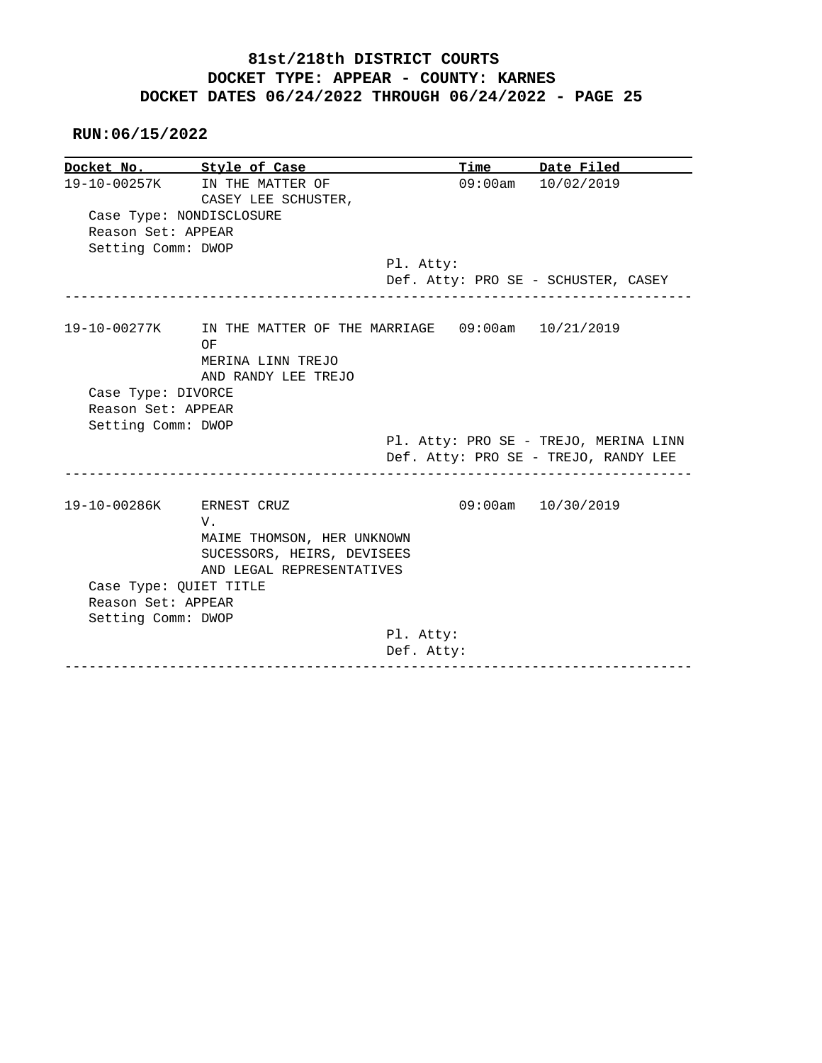**81st/218th DISTRICT COURTS**
**DOCKET TYPE: APPEAR - COUNTY: KARNES**
**DOCKET DATES 06/24/2022 THROUGH 06/24/2022 - PAGE 25**

**RUN:06/15/2022**

| Docket No. | Style of Case | Time | Date Filed |
|---|---|---|---|
| 19-10-00257K | IN THE MATTER OF CASEY LEE SCHUSTER, | 09:00am | 10/02/2019 |

Case Type: NONDISCLOSURE
Reason Set: APPEAR
Setting Comm: DWOP
Pl. Atty:
Def. Atty: PRO SE - SCHUSTER, CASEY

---

| Docket No. | Style of Case | Time | Date Filed |
|---|---|---|---|
| 19-10-00277K | IN THE MATTER OF THE MARRIAGE OF MERINA LINN TREJO AND RANDY LEE TREJO | 09:00am | 10/21/2019 |

Case Type: DIVORCE
Reason Set: APPEAR
Setting Comm: DWOP
Pl. Atty: PRO SE - TREJO, MERINA LINN
Def. Atty: PRO SE - TREJO, RANDY LEE

---

| Docket No. | Style of Case | Time | Date Filed |
|---|---|---|---|
| 19-10-00286K | ERNEST CRUZ V. MAIME THOMSON, HER UNKNOWN SUCESSORS, HEIRS, DEVISEES AND LEGAL REPRESENTATIVES | 09:00am | 10/30/2019 |

Case Type: QUIET TITLE
Reason Set: APPEAR
Setting Comm: DWOP
Pl. Atty:
Def. Atty:

---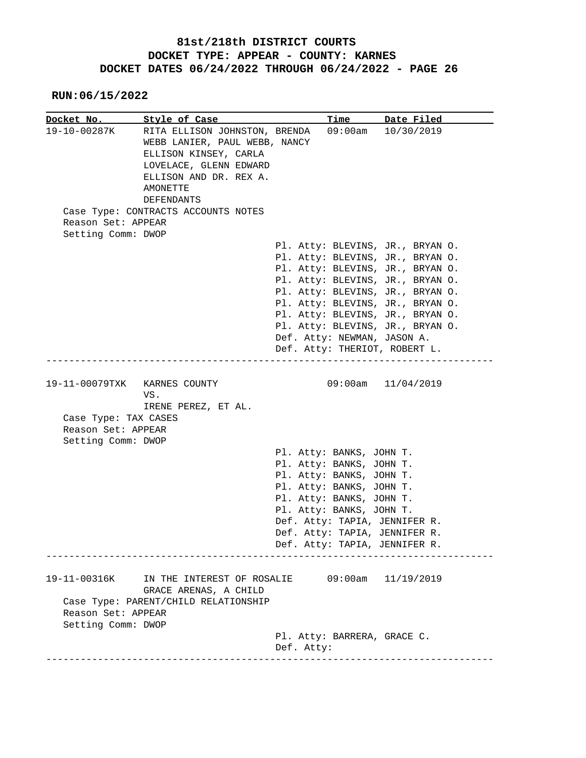# 81st/218th DISTRICT COURTS
## DOCKET TYPE: APPEAR - COUNTY: KARNES
## DOCKET DATES 06/24/2022 THROUGH 06/24/2022 - PAGE 26

**RUN:06/15/2022**

| Docket No. | Style of Case | Time | Date Filed |
|---|---|---|---|
| 19-10-00287K | RITA ELLISON JOHNSTON, BRENDA WEBB LANIER, PAUL WEBB, NANCY ELLISON KINSEY, CARLA LOVELACE, GLENN EDWARD ELLISON AND DR. REX A. AMONETTE DEFENDANTS | 09:00am | 10/30/2019 |

Case Type: CONTRACTS ACCOUNTS NOTES
Reason Set: APPEAR
Setting Comm: DWOP

Pl. Atty: BLEVINS, JR., BRYAN O.
Pl. Atty: BLEVINS, JR., BRYAN O.
Pl. Atty: BLEVINS, JR., BRYAN O.
Pl. Atty: BLEVINS, JR., BRYAN O.
Pl. Atty: BLEVINS, JR., BRYAN O.
Pl. Atty: BLEVINS, JR., BRYAN O.
Pl. Atty: BLEVINS, JR., BRYAN O.
Pl. Atty: BLEVINS, JR., BRYAN O.
Def. Atty: NEWMAN, JASON A.
Def. Atty: THERIOT, ROBERT L.

---

| Docket No. | Style of Case | Time | Date Filed |
|---|---|---|---|
| 19-11-00079TXK | KARNES COUNTY VS. IRENE PEREZ, ET AL. | 09:00am | 11/04/2019 |

Case Type: TAX CASES
Reason Set: APPEAR
Setting Comm: DWOP

Pl. Atty: BANKS, JOHN T.
Pl. Atty: BANKS, JOHN T.
Pl. Atty: BANKS, JOHN T.
Pl. Atty: BANKS, JOHN T.
Pl. Atty: BANKS, JOHN T.
Pl. Atty: BANKS, JOHN T.
Def. Atty: TAPIA, JENNIFER R.
Def. Atty: TAPIA, JENNIFER R.
Def. Atty: TAPIA, JENNIFER R.

---

| Docket No. | Style of Case | Time | Date Filed |
|---|---|---|---|
| 19-11-00316K | IN THE INTEREST OF ROSALIE GRACE ARENAS, A CHILD | 09:00am | 11/19/2019 |

Case Type: PARENT/CHILD RELATIONSHIP
Reason Set: APPEAR
Setting Comm: DWOP

Pl. Atty: BARRERA, GRACE C.
Def. Atty:

---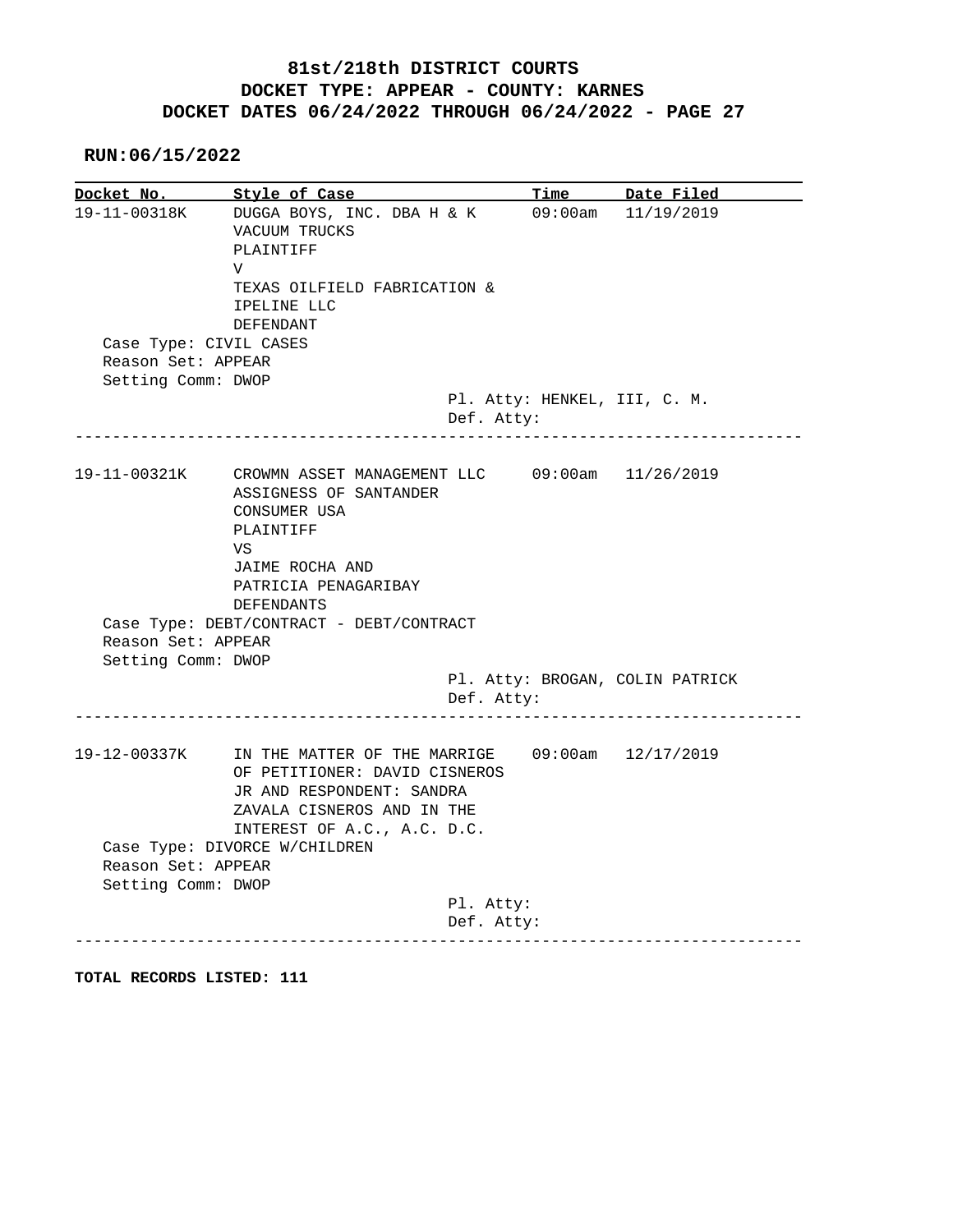# 81st/218th DISTRICT COURTS
## DOCKET TYPE: APPEAR - COUNTY: KARNES
## DOCKET DATES 06/24/2022 THROUGH 06/24/2022 - PAGE 27

**RUN:06/15/2022**

| Docket No. | Style of Case | Time | Date Filed |
|---|---|---|---|
| 19-11-00318K | DUGGA BOYS, INC. DBA H & K VACUUM TRUCKS PLAINTIFF V TEXAS OILFIELD FABRICATION & IPELINE LLC DEFENDANT | 09:00am | 11/19/2019 |

Case Type: CIVIL CASES
Reason Set: APPEAR
Setting Comm: DWOP
Pl. Atty: HENKEL, III, C. M.
Def. Atty:

---

| Docket No. | Style of Case | Time | Date Filed |
|---|---|---|---|
| 19-11-00321K | CROWMN ASSET MANAGEMENT LLC ASSIGNESS OF SANTANDER CONSUMER USA PLAINTIFF VS JAIME ROCHA AND PATRICIA PENAGARIBAY DEFENDANTS | 09:00am | 11/26/2019 |

Case Type: DEBT/CONTRACT - DEBT/CONTRACT
Reason Set: APPEAR
Setting Comm: DWOP
Pl. Atty: BROGAN, COLIN PATRICK
Def. Atty:

---

| Docket No. | Style of Case | Time | Date Filed |
|---|---|---|---|
| 19-12-00337K | IN THE MATTER OF THE MARRIGE OF PETITIONER: DAVID CISNEROS JR AND RESPONDENT: SANDRA ZAVALA CISNEROS AND IN THE INTEREST OF A.C., A.C. D.C. | 09:00am | 12/17/2019 |

Case Type: DIVORCE W/CHILDREN
Reason Set: APPEAR
Setting Comm: DWOP
Pl. Atty:
Def. Atty:

---

**TOTAL RECORDS LISTED: 111**